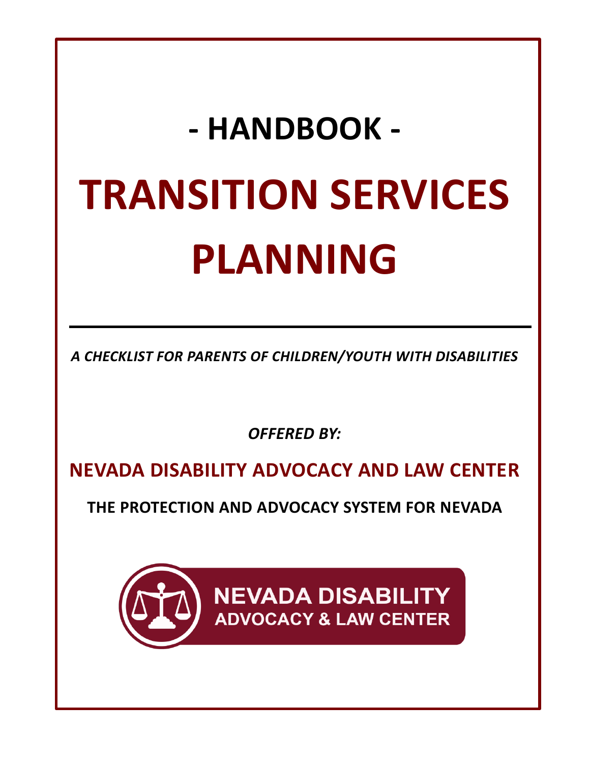# - HANDBOOK -

# TRANSITION SERVICES PLANNING

---

***A CHECKLIST FOR PARENTS OF CHILDREN/YOUTH WITH DISABILITIES***

***OFFERED BY:***

**NEVADA DISABILITY ADVOCACY AND LAW CENTER**

**THE PROTECTION AND ADVOCACY SYSTEM FOR NEVADA**

**NEVADA DISABILITY ADVOCACY & LAW CENTER**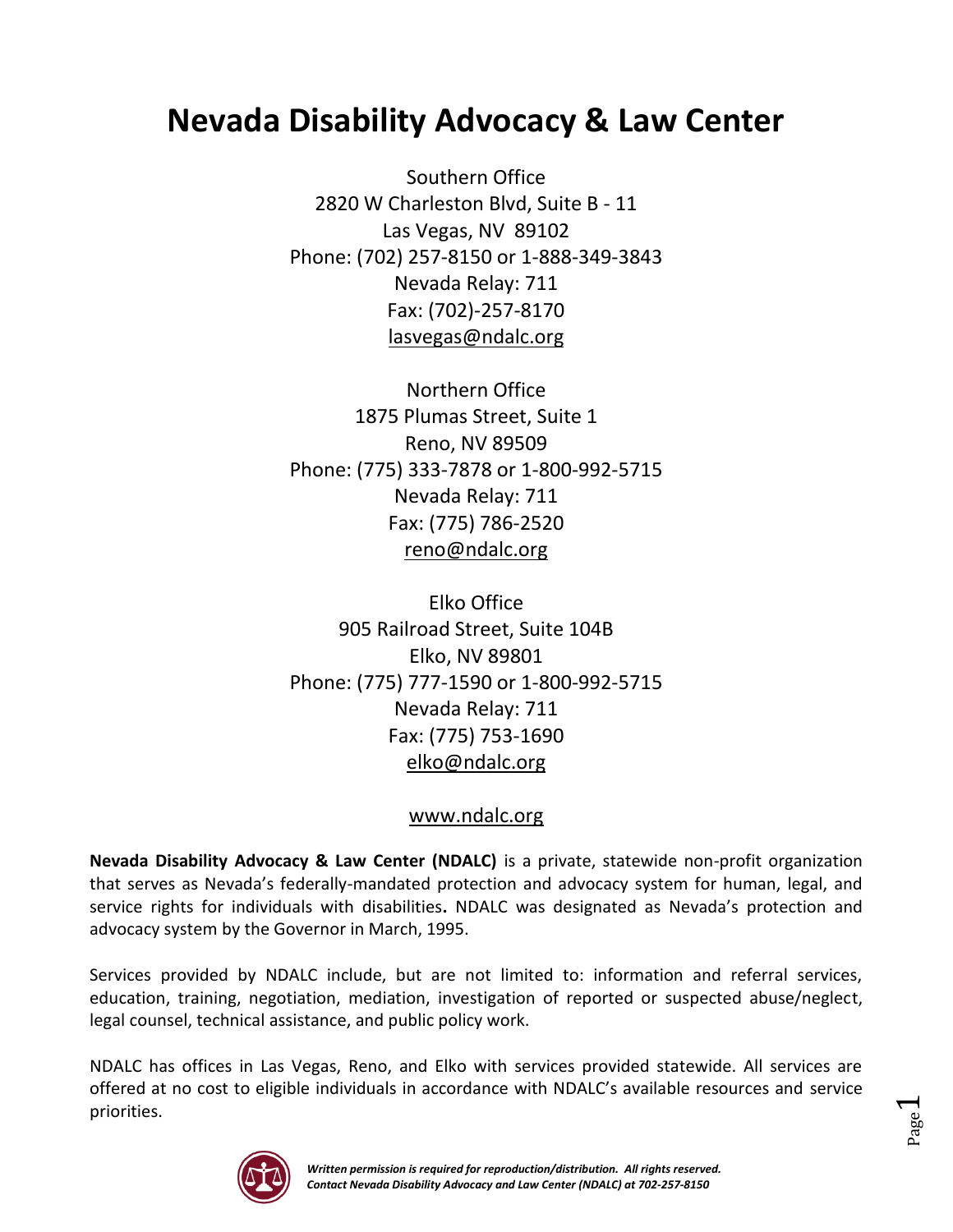# Nevada Disability Advocacy & Law Center

Southern Office
2820 W Charleston Blvd, Suite B - 11
Las Vegas, NV 89102
Phone: (702) 257-8150 or 1-888-349-3843
Nevada Relay: 711
Fax: (702)-257-8170
lasvegas@ndalc.org

Northern Office
1875 Plumas Street, Suite 1
Reno, NV 89509
Phone: (775) 333-7878 or 1-800-992-5715
Nevada Relay: 711
Fax: (775) 786-2520
reno@ndalc.org

Elko Office
905 Railroad Street, Suite 104B
Elko, NV 89801
Phone: (775) 777-1590 or 1-800-992-5715
Nevada Relay: 711
Fax: (775) 753-1690
elko@ndalc.org

www.ndalc.org

**Nevada Disability Advocacy & Law Center (NDALC)** is a private, statewide non-profit organization that serves as Nevada's federally-mandated protection and advocacy system for human, legal, and service rights for individuals with disabilities**.** NDALC was designated as Nevada's protection and advocacy system by the Governor in March, 1995.

Services provided by NDALC include, but are not limited to: information and referral services, education, training, negotiation, mediation, investigation of reported or suspected abuse/neglect, legal counsel, technical assistance, and public policy work.

NDALC has offices in Las Vegas, Reno, and Elko with services provided statewide. All services are offered at no cost to eligible individuals in accordance with NDALC's available resources and service priorities.

***Written permission is required for reproduction/distribution. All rights reserved. Contact Nevada Disability Advocacy and Law Center (NDALC) at 702-257-8150***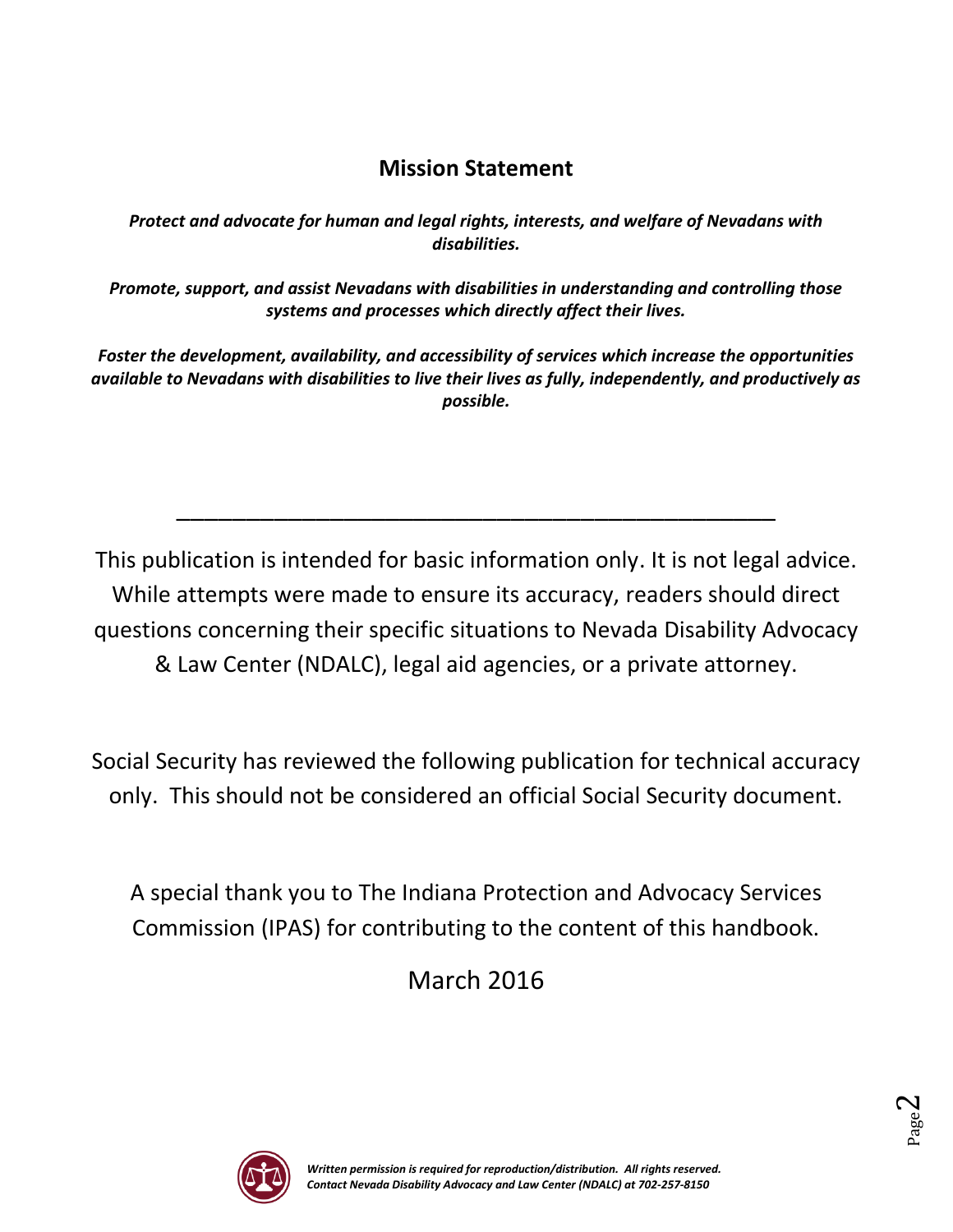## Mission Statement

***Protect and advocate for human and legal rights, interests, and welfare of Nevadans with disabilities.***

***Promote, support, and assist Nevadans with disabilities in understanding and controlling those systems and processes which directly affect their lives.***

***Foster the development, availability, and accessibility of services which increase the opportunities available to Nevadans with disabilities to live their lives as fully, independently, and productively as possible.***

---

This publication is intended for basic information only. It is not legal advice. While attempts were made to ensure its accuracy, readers should direct questions concerning their specific situations to Nevada Disability Advocacy & Law Center (NDALC), legal aid agencies, or a private attorney.

Social Security has reviewed the following publication for technical accuracy only. This should not be considered an official Social Security document.

A special thank you to The Indiana Protection and Advocacy Services Commission (IPAS) for contributing to the content of this handbook.

March 2016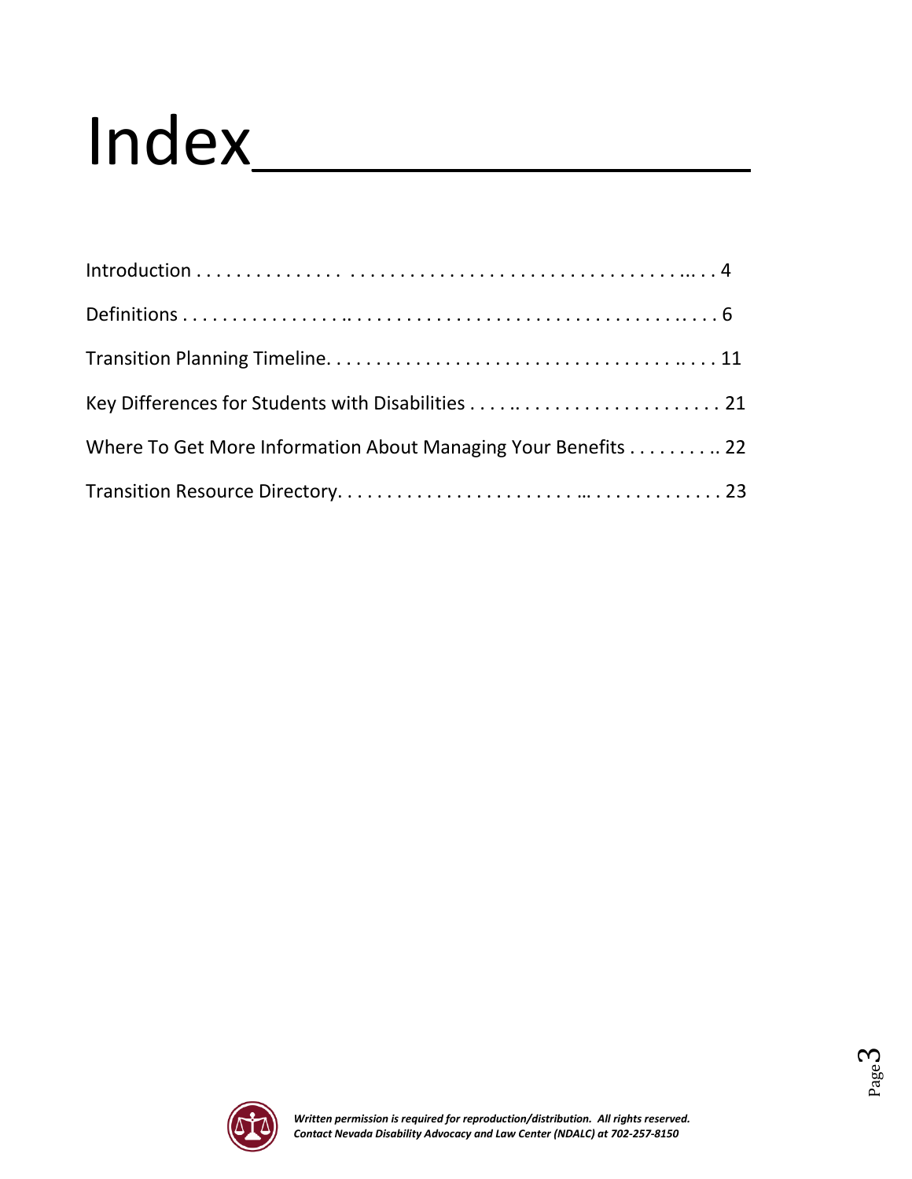# Index

Introduction . . . . . . . . . . . . . . . . . . . . . . . . . . . . . . . . . . . . . . . . . . . . . . . . . . . . 4

Definitions . . . . . . . . . . . . . . . . . . . . . . . . . . . . . . . . . . . . . . . . . . . . . . . . . . . . 6

Transition Planning Timeline. . . . . . . . . . . . . . . . . . . . . . . . . . . . . . . . . . . . . . . 11

Key Differences for Students with Disabilities . . . . . . . . . . . . . . . . . . . . . . . . . . 21

Where To Get More Information About Managing Your Benefits . . . . . . . . . . 22

Transition Resource Directory. . . . . . . . . . . . . . . . . . . . . . . . . . . . . . . . . . . . . . . 23

*Written permission is required for reproduction/distribution. All rights reserved.*
*Contact Nevada Disability Advocacy and Law Center (NDALC) at 702-257-8150*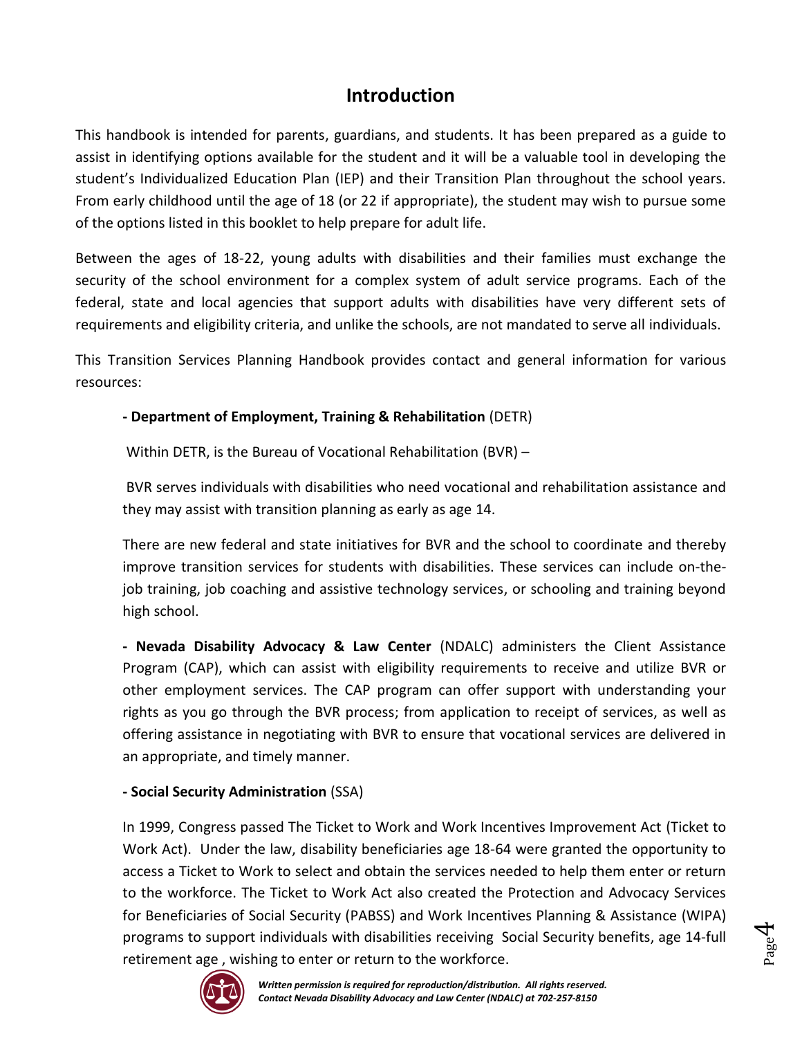# Introduction

This handbook is intended for parents, guardians, and students. It has been prepared as a guide to assist in identifying options available for the student and it will be a valuable tool in developing the student's Individualized Education Plan (IEP) and their Transition Plan throughout the school years. From early childhood until the age of 18 (or 22 if appropriate), the student may wish to pursue some of the options listed in this booklet to help prepare for adult life.

Between the ages of 18-22, young adults with disabilities and their families must exchange the security of the school environment for a complex system of adult service programs. Each of the federal, state and local agencies that support adults with disabilities have very different sets of requirements and eligibility criteria, and unlike the schools, are not mandated to serve all individuals.

This Transition Services Planning Handbook provides contact and general information for various resources:

**- Department of Employment, Training & Rehabilitation** (DETR)

Within DETR, is the Bureau of Vocational Rehabilitation (BVR) –

BVR serves individuals with disabilities who need vocational and rehabilitation assistance and they may assist with transition planning as early as age 14.

There are new federal and state initiatives for BVR and the school to coordinate and thereby improve transition services for students with disabilities. These services can include on-the-job training, job coaching and assistive technology services, or schooling and training beyond high school.

**- Nevada Disability Advocacy & Law Center** (NDALC) administers the Client Assistance Program (CAP), which can assist with eligibility requirements to receive and utilize BVR or other employment services. The CAP program can offer support with understanding your rights as you go through the BVR process; from application to receipt of services, as well as offering assistance in negotiating with BVR to ensure that vocational services are delivered in an appropriate, and timely manner.

**- Social Security Administration** (SSA)

In 1999, Congress passed The Ticket to Work and Work Incentives Improvement Act (Ticket to Work Act). Under the law, disability beneficiaries age 18-64 were granted the opportunity to access a Ticket to Work to select and obtain the services needed to help them enter or return to the workforce. The Ticket to Work Act also created the Protection and Advocacy Services for Beneficiaries of Social Security (PABSS) and Work Incentives Planning & Assistance (WIPA) programs to support individuals with disabilities receiving Social Security benefits, age 14-full retirement age , wishing to enter or return to the workforce.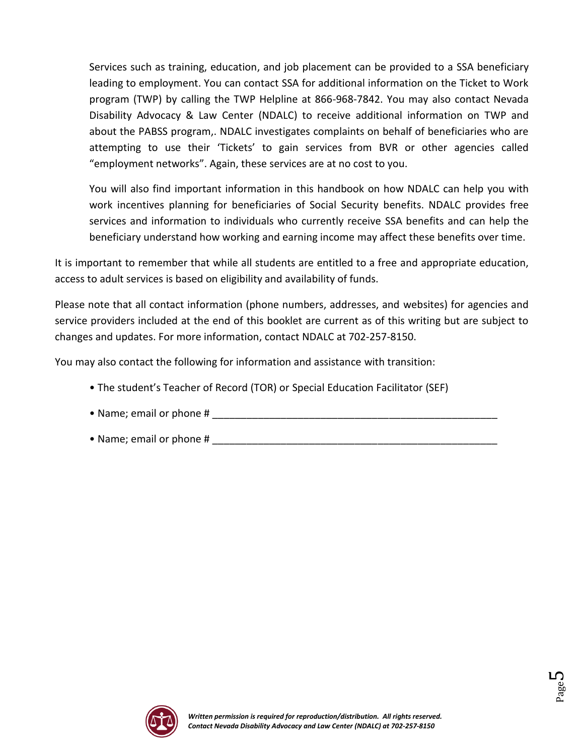Services such as training, education, and job placement can be provided to a SSA beneficiary leading to employment. You can contact SSA for additional information on the Ticket to Work program (TWP) by calling the TWP Helpline at 866-968-7842. You may also contact Nevada Disability Advocacy & Law Center (NDALC) to receive additional information on TWP and about the PABSS program,. NDALC investigates complaints on behalf of beneficiaries who are attempting to use their 'Tickets' to gain services from BVR or other agencies called "employment networks". Again, these services are at no cost to you.

You will also find important information in this handbook on how NDALC can help you with work incentives planning for beneficiaries of Social Security benefits. NDALC provides free services and information to individuals who currently receive SSA benefits and can help the beneficiary understand how working and earning income may affect these benefits over time.

It is important to remember that while all students are entitled to a free and appropriate education, access to adult services is based on eligibility and availability of funds.

Please note that all contact information (phone numbers, addresses, and websites) for agencies and service providers included at the end of this booklet are current as of this writing but are subject to changes and updates. For more information, contact NDALC at 702-257-8150.

You may also contact the following for information and assistance with transition:

- The student's Teacher of Record (TOR) or Special Education Facilitator (SEF)
- Name; email or phone # ____________________________________________________
- Name; email or phone # ____________________________________________________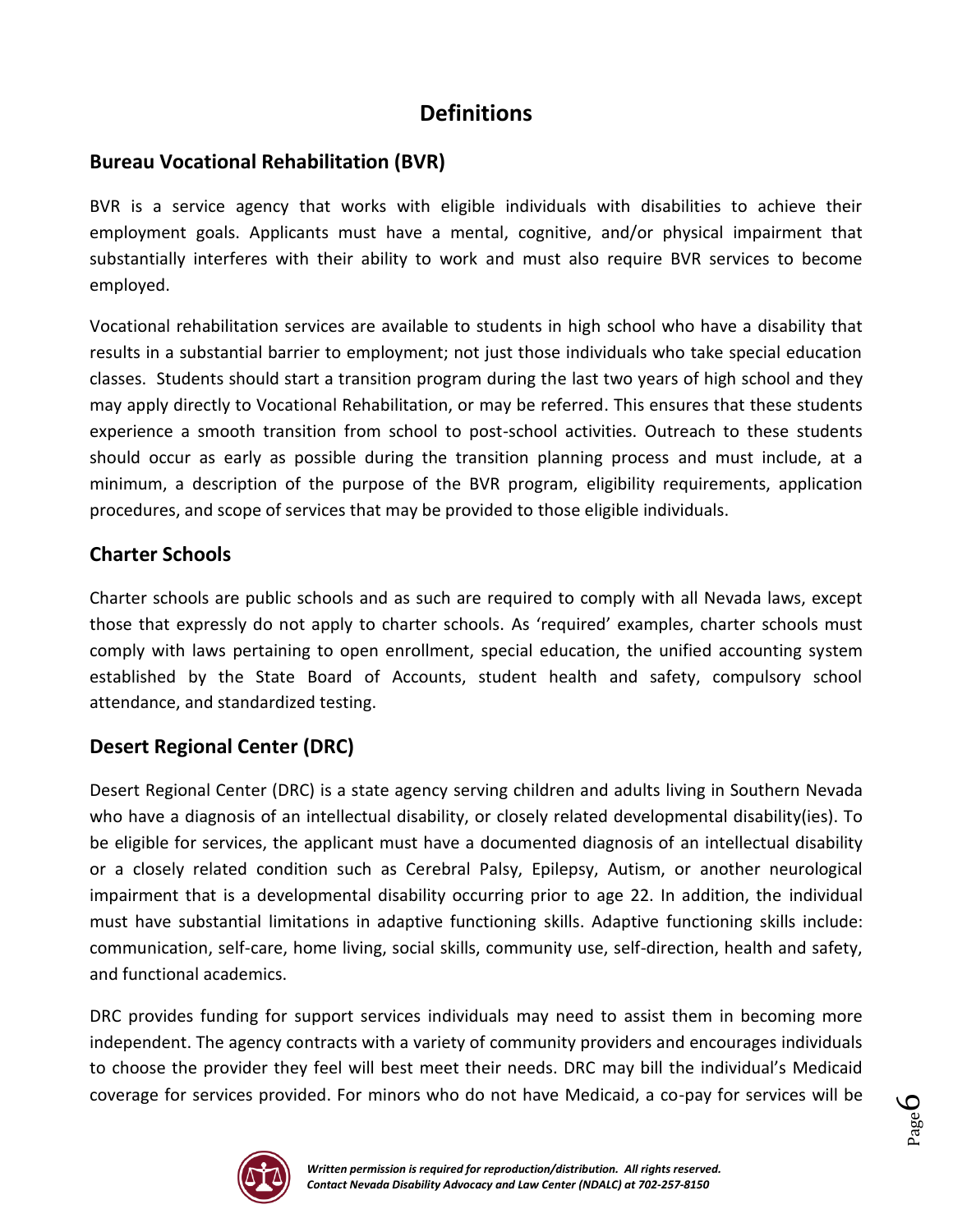# Definitions

## Bureau Vocational Rehabilitation (BVR)

BVR is a service agency that works with eligible individuals with disabilities to achieve their employment goals. Applicants must have a mental, cognitive, and/or physical impairment that substantially interferes with their ability to work and must also require BVR services to become employed.

Vocational rehabilitation services are available to students in high school who have a disability that results in a substantial barrier to employment; not just those individuals who take special education classes. Students should start a transition program during the last two years of high school and they may apply directly to Vocational Rehabilitation, or may be referred. This ensures that these students experience a smooth transition from school to post-school activities. Outreach to these students should occur as early as possible during the transition planning process and must include, at a minimum, a description of the purpose of the BVR program, eligibility requirements, application procedures, and scope of services that may be provided to those eligible individuals.

## Charter Schools

Charter schools are public schools and as such are required to comply with all Nevada laws, except those that expressly do not apply to charter schools. As 'required' examples, charter schools must comply with laws pertaining to open enrollment, special education, the unified accounting system established by the State Board of Accounts, student health and safety, compulsory school attendance, and standardized testing.

## Desert Regional Center (DRC)

Desert Regional Center (DRC) is a state agency serving children and adults living in Southern Nevada who have a diagnosis of an intellectual disability, or closely related developmental disability(ies). To be eligible for services, the applicant must have a documented diagnosis of an intellectual disability or a closely related condition such as Cerebral Palsy, Epilepsy, Autism, or another neurological impairment that is a developmental disability occurring prior to age 22. In addition, the individual must have substantial limitations in adaptive functioning skills. Adaptive functioning skills include: communication, self-care, home living, social skills, community use, self-direction, health and safety, and functional academics.

DRC provides funding for support services individuals may need to assist them in becoming more independent. The agency contracts with a variety of community providers and encourages individuals to choose the provider they feel will best meet their needs. DRC may bill the individual's Medicaid coverage for services provided. For minors who do not have Medicaid, a co-pay for services will be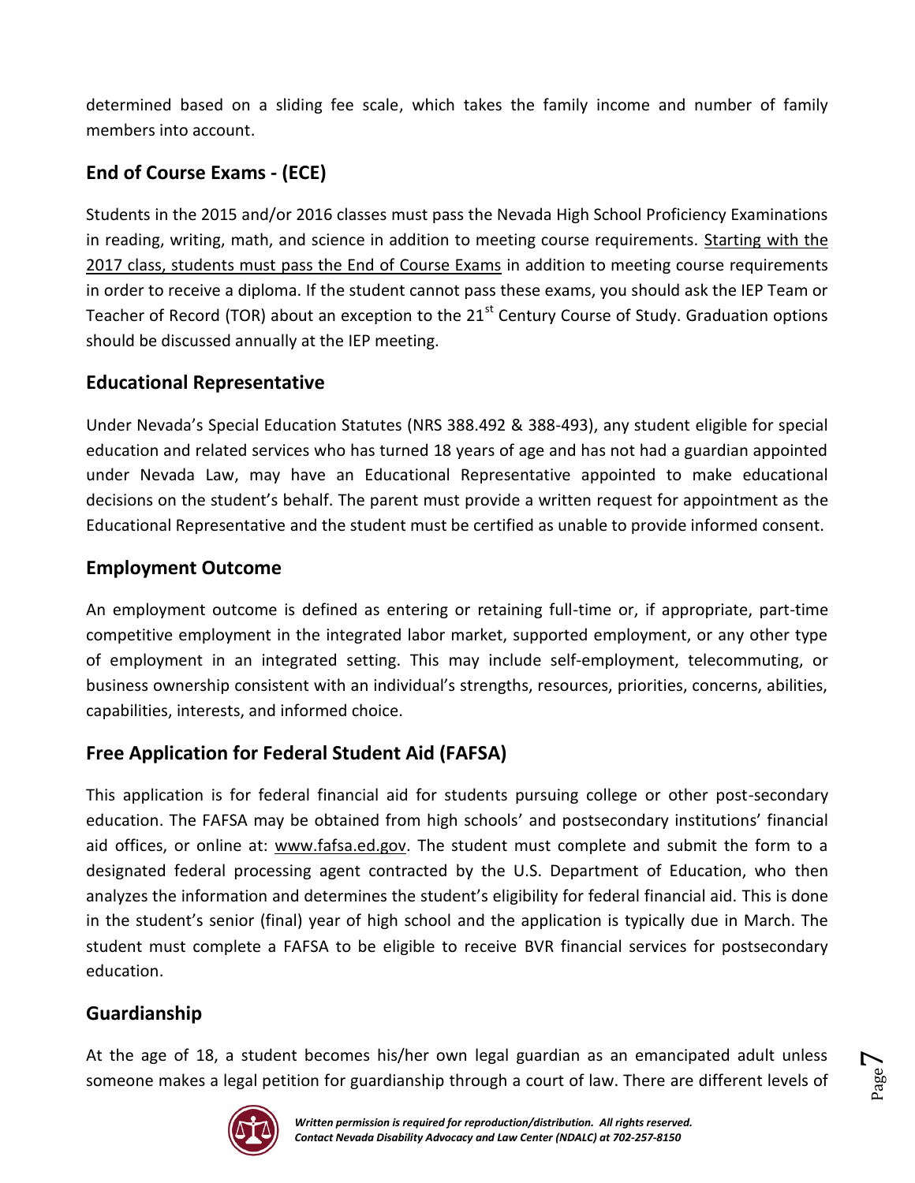determined based on a sliding fee scale, which takes the family income and number of family members into account.

## End of Course Exams - (ECE)

Students in the 2015 and/or 2016 classes must pass the Nevada High School Proficiency Examinations in reading, writing, math, and science in addition to meeting course requirements. Starting with the 2017 class, students must pass the End of Course Exams in addition to meeting course requirements in order to receive a diploma. If the student cannot pass these exams, you should ask the IEP Team or Teacher of Record (TOR) about an exception to the 21st Century Course of Study. Graduation options should be discussed annually at the IEP meeting.

## Educational Representative

Under Nevada's Special Education Statutes (NRS 388.492 & 388-493), any student eligible for special education and related services who has turned 18 years of age and has not had a guardian appointed under Nevada Law, may have an Educational Representative appointed to make educational decisions on the student's behalf. The parent must provide a written request for appointment as the Educational Representative and the student must be certified as unable to provide informed consent.

## Employment Outcome

An employment outcome is defined as entering or retaining full-time or, if appropriate, part-time competitive employment in the integrated labor market, supported employment, or any other type of employment in an integrated setting. This may include self-employment, telecommuting, or business ownership consistent with an individual's strengths, resources, priorities, concerns, abilities, capabilities, interests, and informed choice.

## Free Application for Federal Student Aid (FAFSA)

This application is for federal financial aid for students pursuing college or other post-secondary education. The FAFSA may be obtained from high schools' and postsecondary institutions' financial aid offices, or online at: www.fafsa.ed.gov. The student must complete and submit the form to a designated federal processing agent contracted by the U.S. Department of Education, who then analyzes the information and determines the student's eligibility for federal financial aid. This is done in the student's senior (final) year of high school and the application is typically due in March. The student must complete a FAFSA to be eligible to receive BVR financial services for postsecondary education.

## Guardianship

At the age of 18, a student becomes his/her own legal guardian as an emancipated adult unless someone makes a legal petition for guardianship through a court of law. There are different levels of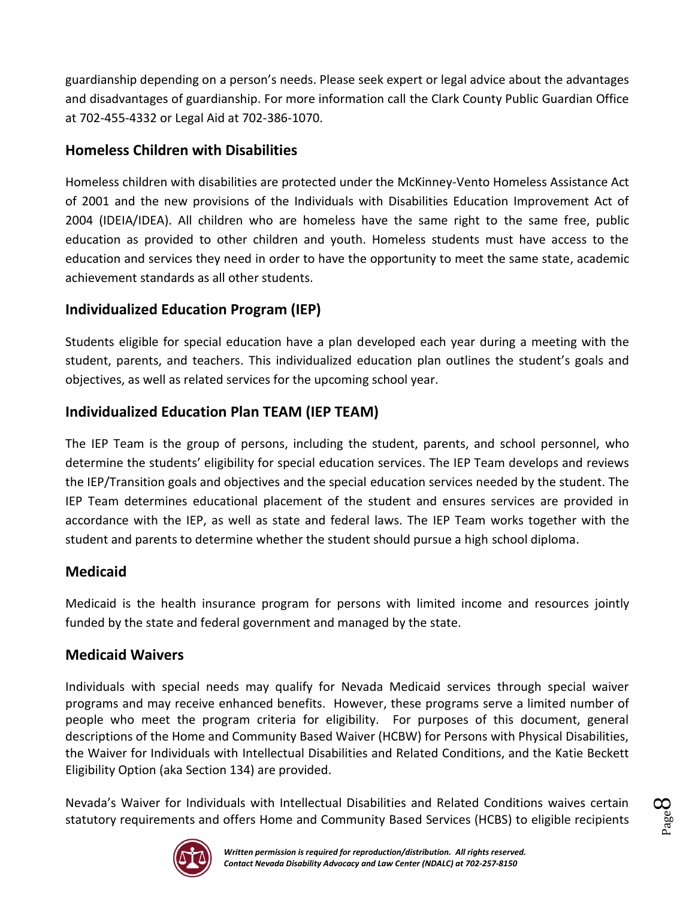guardianship depending on a person's needs. Please seek expert or legal advice about the advantages and disadvantages of guardianship. For more information call the Clark County Public Guardian Office at 702-455-4332 or Legal Aid at 702-386-1070.

## Homeless Children with Disabilities

Homeless children with disabilities are protected under the McKinney-Vento Homeless Assistance Act of 2001 and the new provisions of the Individuals with Disabilities Education Improvement Act of 2004 (IDEIA/IDEA). All children who are homeless have the same right to the same free, public education as provided to other children and youth. Homeless students must have access to the education and services they need in order to have the opportunity to meet the same state, academic achievement standards as all other students.

## Individualized Education Program (IEP)

Students eligible for special education have a plan developed each year during a meeting with the student, parents, and teachers. This individualized education plan outlines the student's goals and objectives, as well as related services for the upcoming school year.

## Individualized Education Plan TEAM (IEP TEAM)

The IEP Team is the group of persons, including the student, parents, and school personnel, who determine the students' eligibility for special education services. The IEP Team develops and reviews the IEP/Transition goals and objectives and the special education services needed by the student. The IEP Team determines educational placement of the student and ensures services are provided in accordance with the IEP, as well as state and federal laws. The IEP Team works together with the student and parents to determine whether the student should pursue a high school diploma.

## Medicaid

Medicaid is the health insurance program for persons with limited income and resources jointly funded by the state and federal government and managed by the state.

## Medicaid Waivers

Individuals with special needs may qualify for Nevada Medicaid services through special waiver programs and may receive enhanced benefits. However, these programs serve a limited number of people who meet the program criteria for eligibility. For purposes of this document, general descriptions of the Home and Community Based Waiver (HCBW) for Persons with Physical Disabilities, the Waiver for Individuals with Intellectual Disabilities and Related Conditions, and the Katie Beckett Eligibility Option (aka Section 134) are provided.

Nevada's Waiver for Individuals with Intellectual Disabilities and Related Conditions waives certain statutory requirements and offers Home and Community Based Services (HCBS) to eligible recipients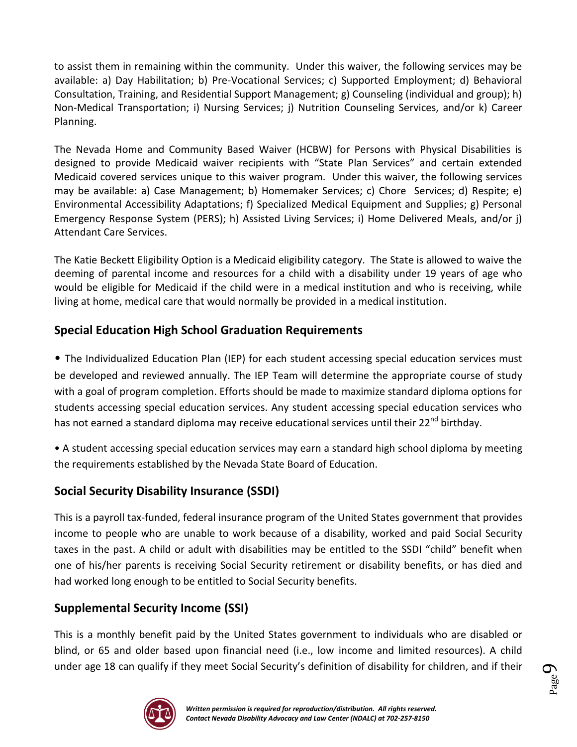to assist them in remaining within the community. Under this waiver, the following services may be available: a) Day Habilitation; b) Pre-Vocational Services; c) Supported Employment; d) Behavioral Consultation, Training, and Residential Support Management; g) Counseling (individual and group); h) Non-Medical Transportation; i) Nursing Services; j) Nutrition Counseling Services, and/or k) Career Planning.

The Nevada Home and Community Based Waiver (HCBW) for Persons with Physical Disabilities is designed to provide Medicaid waiver recipients with "State Plan Services" and certain extended Medicaid covered services unique to this waiver program. Under this waiver, the following services may be available: a) Case Management; b) Homemaker Services; c) Chore Services; d) Respite; e) Environmental Accessibility Adaptations; f) Specialized Medical Equipment and Supplies; g) Personal Emergency Response System (PERS); h) Assisted Living Services; i) Home Delivered Meals, and/or j) Attendant Care Services.

The Katie Beckett Eligibility Option is a Medicaid eligibility category. The State is allowed to waive the deeming of parental income and resources for a child with a disability under 19 years of age who would be eligible for Medicaid if the child were in a medical institution and who is receiving, while living at home, medical care that would normally be provided in a medical institution.

## Special Education High School Graduation Requirements

- The Individualized Education Plan (IEP) for each student accessing special education services must be developed and reviewed annually. The IEP Team will determine the appropriate course of study with a goal of program completion. Efforts should be made to maximize standard diploma options for students accessing special education services. Any student accessing special education services who has not earned a standard diploma may receive educational services until their 22nd birthday.

- A student accessing special education services may earn a standard high school diploma by meeting the requirements established by the Nevada State Board of Education.

## Social Security Disability Insurance (SSDI)

This is a payroll tax-funded, federal insurance program of the United States government that provides income to people who are unable to work because of a disability, worked and paid Social Security taxes in the past. A child or adult with disabilities may be entitled to the SSDI "child" benefit when one of his/her parents is receiving Social Security retirement or disability benefits, or has died and had worked long enough to be entitled to Social Security benefits.

## Supplemental Security Income (SSI)

This is a monthly benefit paid by the United States government to individuals who are disabled or blind, or 65 and older based upon financial need (i.e., low income and limited resources). A child under age 18 can qualify if they meet Social Security's definition of disability for children, and if their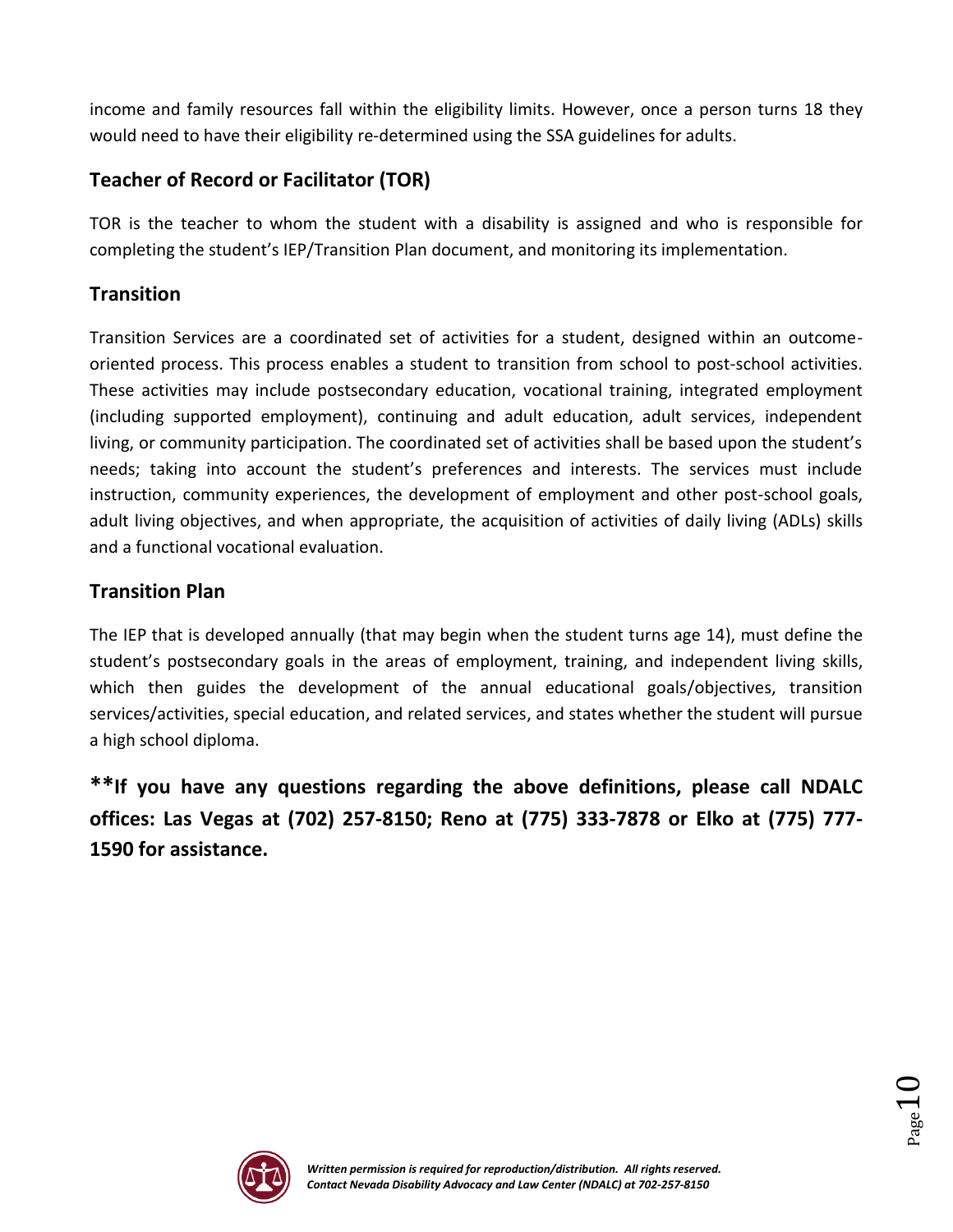income and family resources fall within the eligibility limits. However, once a person turns 18 they would need to have their eligibility re-determined using the SSA guidelines for adults.

## Teacher of Record or Facilitator (TOR)

TOR is the teacher to whom the student with a disability is assigned and who is responsible for completing the student's IEP/Transition Plan document, and monitoring its implementation.

## Transition

Transition Services are a coordinated set of activities for a student, designed within an outcome-oriented process. This process enables a student to transition from school to post-school activities. These activities may include postsecondary education, vocational training, integrated employment (including supported employment), continuing and adult education, adult services, independent living, or community participation. The coordinated set of activities shall be based upon the student's needs; taking into account the student's preferences and interests. The services must include instruction, community experiences, the development of employment and other post-school goals, adult living objectives, and when appropriate, the acquisition of activities of daily living (ADLs) skills and a functional vocational evaluation.

## Transition Plan

The IEP that is developed annually (that may begin when the student turns age 14), must define the student's postsecondary goals in the areas of employment, training, and independent living skills, which then guides the development of the annual educational goals/objectives, transition services/activities, special education, and related services, and states whether the student will pursue a high school diploma.

**\*\*If you have any questions regarding the above definitions, please call NDALC offices: Las Vegas at (702) 257-8150; Reno at (775) 333-7878 or Elko at (775) 777-1590 for assistance.**

*Written permission is required for reproduction/distribution. All rights reserved.*
*Contact Nevada Disability Advocacy and Law Center (NDALC) at 702-257-8150*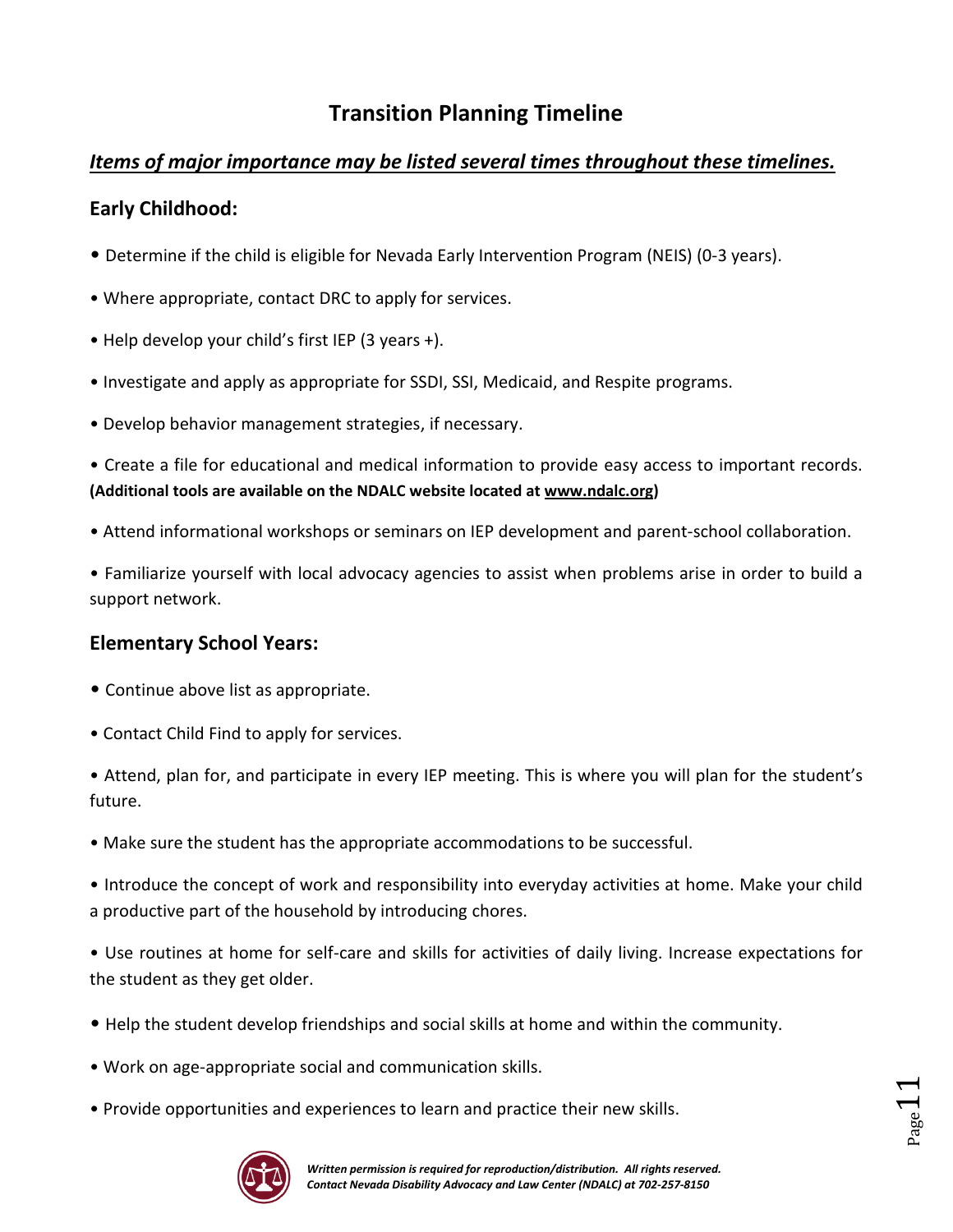# Transition Planning Timeline

***Items of major importance may be listed several times throughout these timelines.***

## Early Childhood:

- Determine if the child is eligible for Nevada Early Intervention Program (NEIS) (0-3 years).
- Where appropriate, contact DRC to apply for services.
- Help develop your child's first IEP (3 years +).
- Investigate and apply as appropriate for SSDI, SSI, Medicaid, and Respite programs.
- Develop behavior management strategies, if necessary.
- Create a file for educational and medical information to provide easy access to important records. **(Additional tools are available on the NDALC website located at www.ndalc.org)**
- Attend informational workshops or seminars on IEP development and parent-school collaboration.
- Familiarize yourself with local advocacy agencies to assist when problems arise in order to build a support network.

## Elementary School Years:

- Continue above list as appropriate.
- Contact Child Find to apply for services.
- Attend, plan for, and participate in every IEP meeting. This is where you will plan for the student's future.
- Make sure the student has the appropriate accommodations to be successful.
- Introduce the concept of work and responsibility into everyday activities at home. Make your child a productive part of the household by introducing chores.
- Use routines at home for self-care and skills for activities of daily living. Increase expectations for the student as they get older.
- Help the student develop friendships and social skills at home and within the community.
- Work on age-appropriate social and communication skills.
- Provide opportunities and experiences to learn and practice their new skills.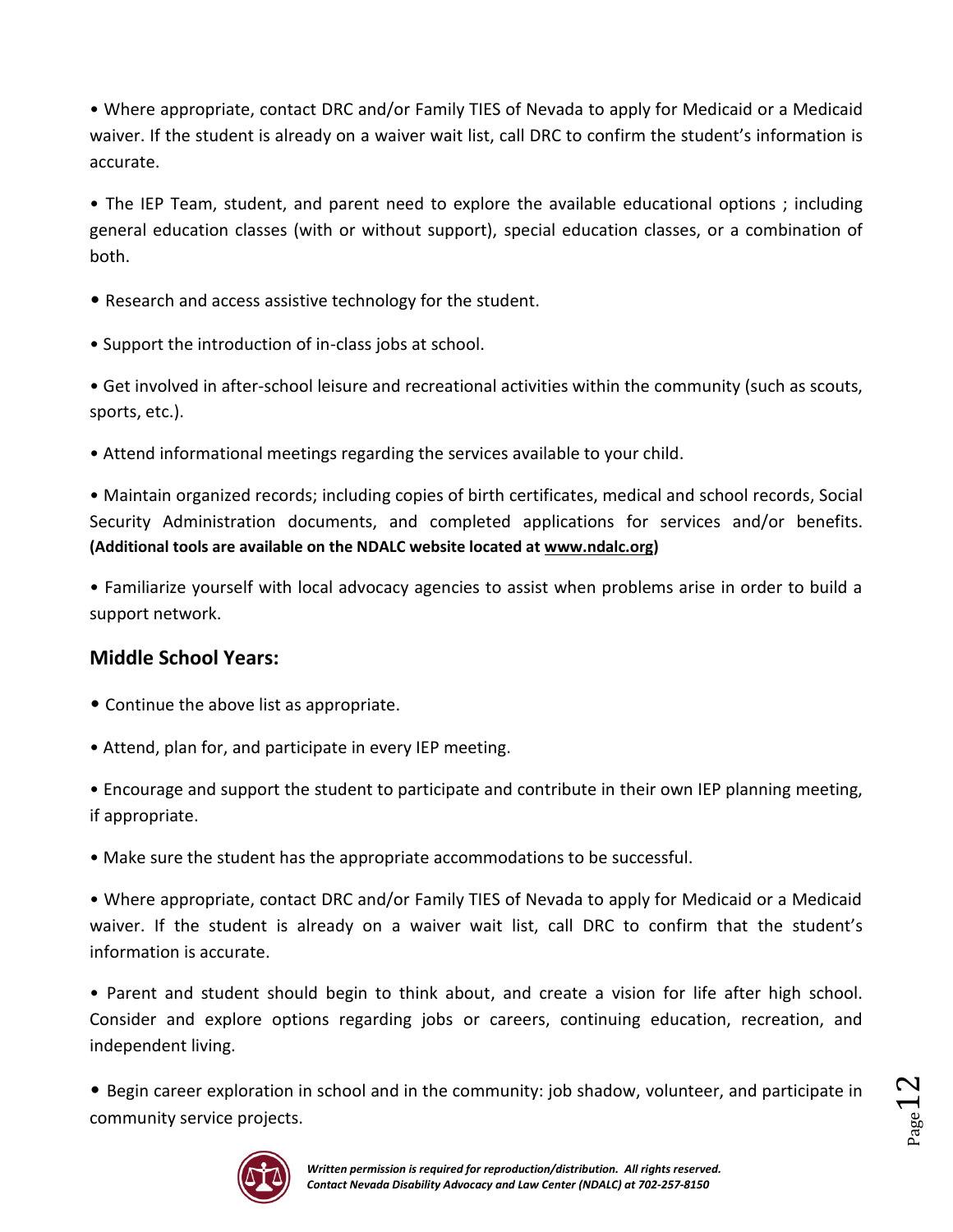- Where appropriate, contact DRC and/or Family TIES of Nevada to apply for Medicaid or a Medicaid waiver. If the student is already on a waiver wait list, call DRC to confirm the student's information is accurate.

- The IEP Team, student, and parent need to explore the available educational options ; including general education classes (with or without support), special education classes, or a combination of both.

- Research and access assistive technology for the student.

- Support the introduction of in-class jobs at school.

- Get involved in after-school leisure and recreational activities within the community (such as scouts, sports, etc.).

- Attend informational meetings regarding the services available to your child.

- Maintain organized records; including copies of birth certificates, medical and school records, Social Security Administration documents, and completed applications for services and/or benefits. **(Additional tools are available on the NDALC website located at www.ndalc.org)**

- Familiarize yourself with local advocacy agencies to assist when problems arise in order to build a support network.

### Middle School Years:

- Continue the above list as appropriate.

- Attend, plan for, and participate in every IEP meeting.

- Encourage and support the student to participate and contribute in their own IEP planning meeting, if appropriate.

- Make sure the student has the appropriate accommodations to be successful.

- Where appropriate, contact DRC and/or Family TIES of Nevada to apply for Medicaid or a Medicaid waiver. If the student is already on a waiver wait list, call DRC to confirm that the student's information is accurate.

- Parent and student should begin to think about, and create a vision for life after high school. Consider and explore options regarding jobs or careers, continuing education, recreation, and independent living.

- Begin career exploration in school and in the community: job shadow, volunteer, and participate in community service projects.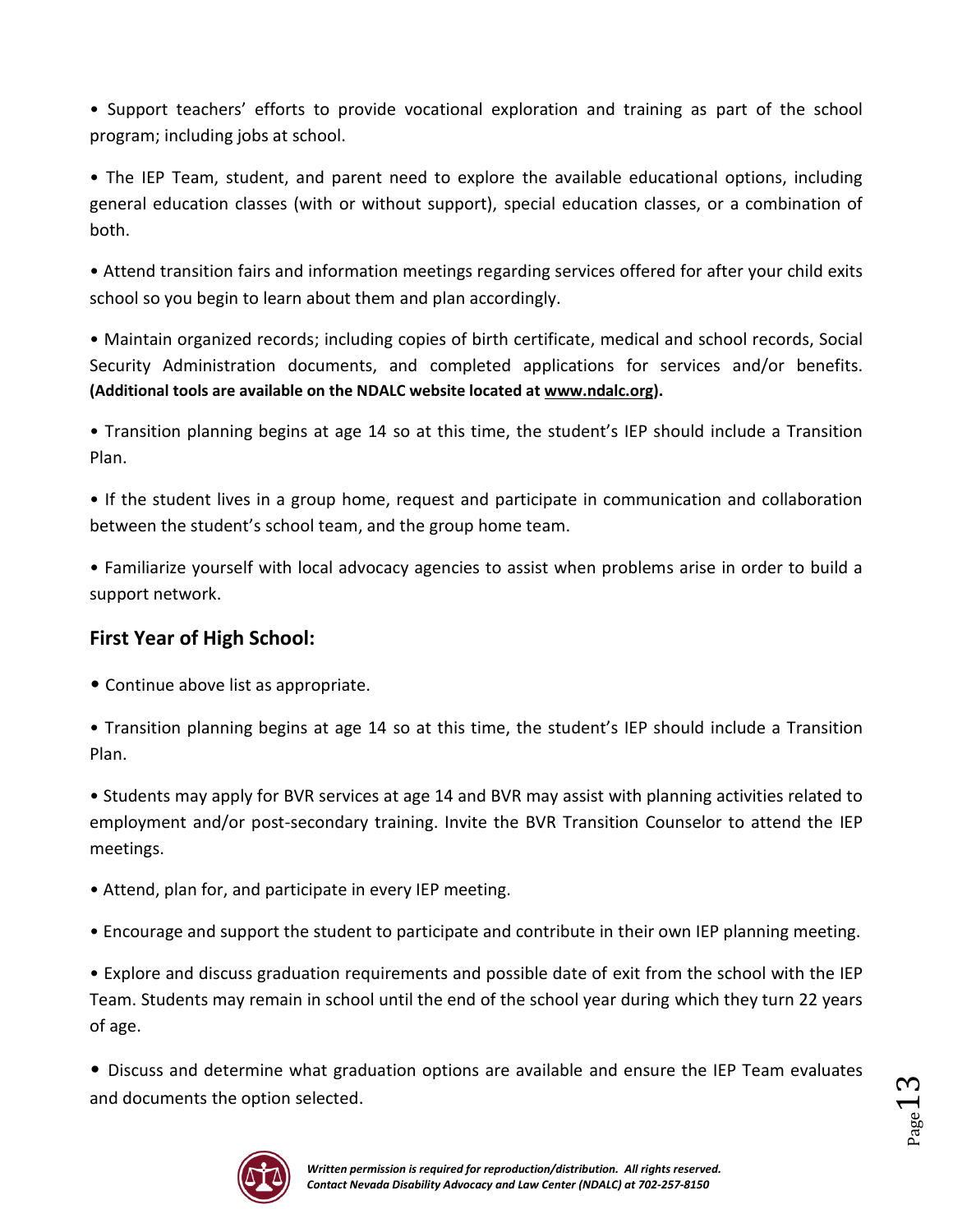- Support teachers' efforts to provide vocational exploration and training as part of the school program; including jobs at school.

- The IEP Team, student, and parent need to explore the available educational options, including general education classes (with or without support), special education classes, or a combination of both.

- Attend transition fairs and information meetings regarding services offered for after your child exits school so you begin to learn about them and plan accordingly.

- Maintain organized records; including copies of birth certificate, medical and school records, Social Security Administration documents, and completed applications for services and/or benefits. **(Additional tools are available on the NDALC website located at www.ndalc.org).**

- Transition planning begins at age 14 so at this time, the student's IEP should include a Transition Plan.

- If the student lives in a group home, request and participate in communication and collaboration between the student's school team, and the group home team.

- Familiarize yourself with local advocacy agencies to assist when problems arise in order to build a support network.

## First Year of High School:

- Continue above list as appropriate.

- Transition planning begins at age 14 so at this time, the student's IEP should include a Transition Plan.

- Students may apply for BVR services at age 14 and BVR may assist with planning activities related to employment and/or post-secondary training. Invite the BVR Transition Counselor to attend the IEP meetings.

- Attend, plan for, and participate in every IEP meeting.

- Encourage and support the student to participate and contribute in their own IEP planning meeting.

- Explore and discuss graduation requirements and possible date of exit from the school with the IEP Team. Students may remain in school until the end of the school year during which they turn 22 years of age.

- Discuss and determine what graduation options are available and ensure the IEP Team evaluates and documents the option selected.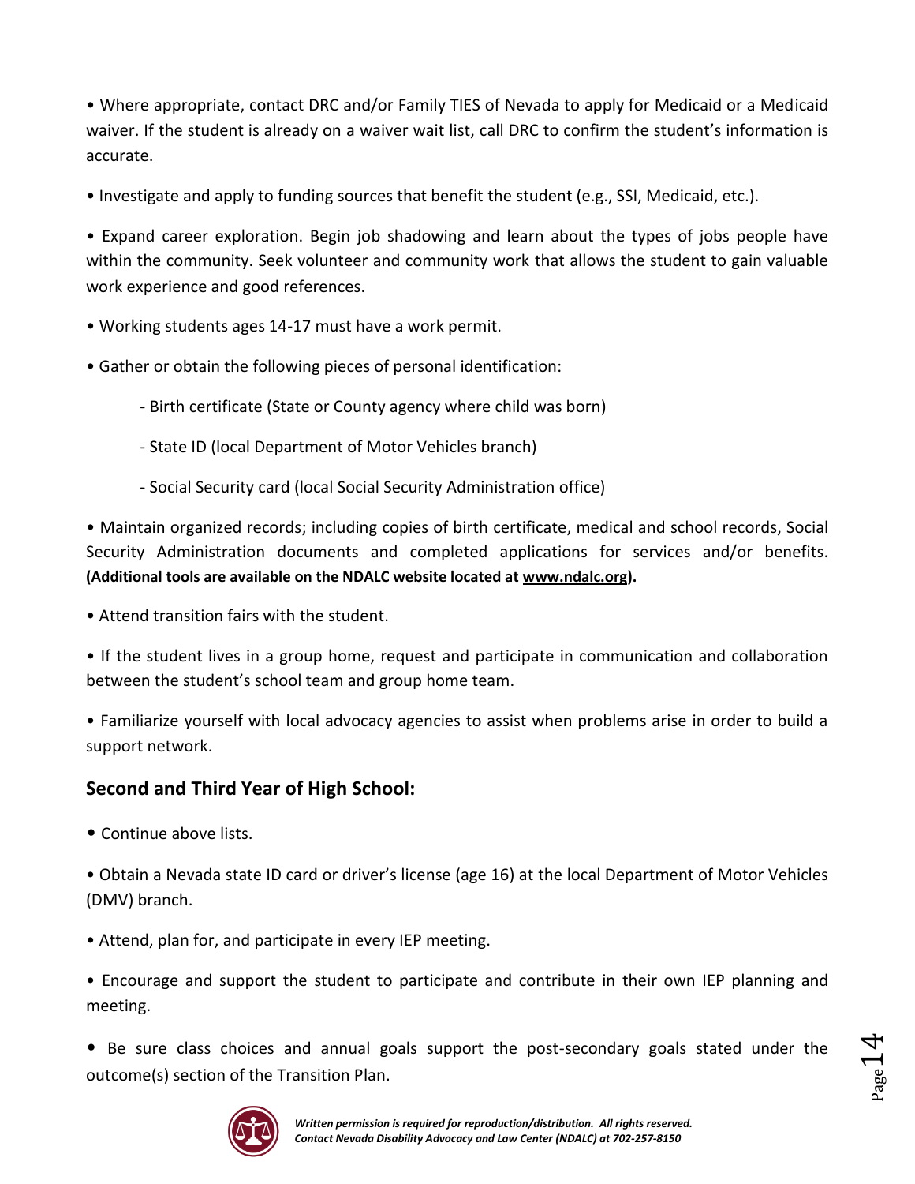- Where appropriate, contact DRC and/or Family TIES of Nevada to apply for Medicaid or a Medicaid waiver. If the student is already on a waiver wait list, call DRC to confirm the student's information is accurate.

- Investigate and apply to funding sources that benefit the student (e.g., SSI, Medicaid, etc.).

- Expand career exploration. Begin job shadowing and learn about the types of jobs people have within the community. Seek volunteer and community work that allows the student to gain valuable work experience and good references.

- Working students ages 14-17 must have a work permit.

- Gather or obtain the following pieces of personal identification:

  - Birth certificate (State or County agency where child was born)

  - State ID (local Department of Motor Vehicles branch)

  - Social Security card (local Social Security Administration office)

- Maintain organized records; including copies of birth certificate, medical and school records, Social Security Administration documents and completed applications for services and/or benefits. **(Additional tools are available on the NDALC website located at www.ndalc.org).**

- Attend transition fairs with the student.

- If the student lives in a group home, request and participate in communication and collaboration between the student's school team and group home team.

- Familiarize yourself with local advocacy agencies to assist when problems arise in order to build a support network.

## Second and Third Year of High School:

- Continue above lists.

- Obtain a Nevada state ID card or driver's license (age 16) at the local Department of Motor Vehicles (DMV) branch.

- Attend, plan for, and participate in every IEP meeting.

- Encourage and support the student to participate and contribute in their own IEP planning and meeting.

- Be sure class choices and annual goals support the post-secondary goals stated under the outcome(s) section of the Transition Plan.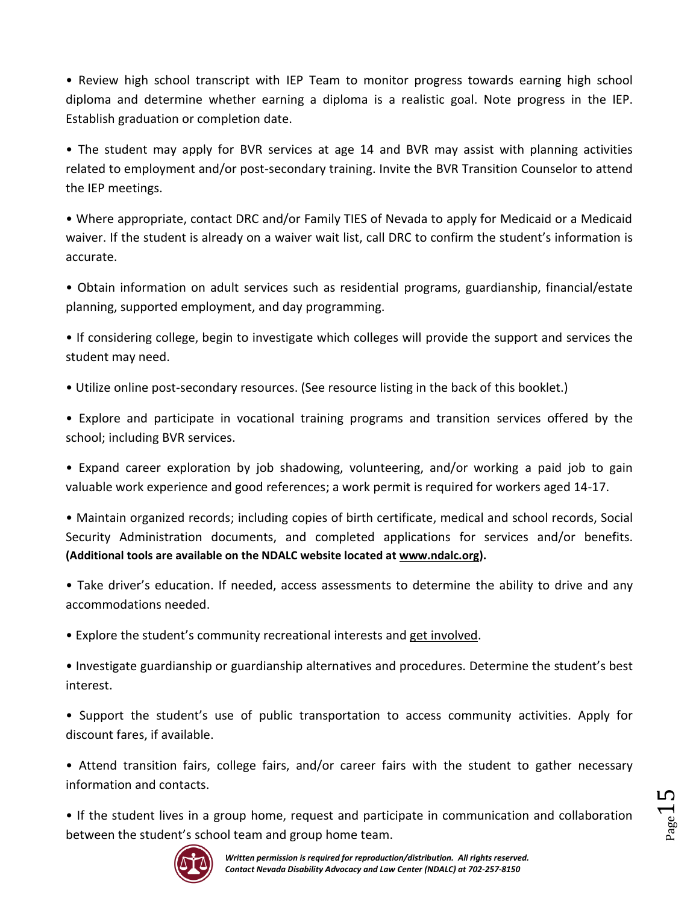- Review high school transcript with IEP Team to monitor progress towards earning high school diploma and determine whether earning a diploma is a realistic goal. Note progress in the IEP. Establish graduation or completion date.

- The student may apply for BVR services at age 14 and BVR may assist with planning activities related to employment and/or post-secondary training. Invite the BVR Transition Counselor to attend the IEP meetings.

- Where appropriate, contact DRC and/or Family TIES of Nevada to apply for Medicaid or a Medicaid waiver. If the student is already on a waiver wait list, call DRC to confirm the student's information is accurate.

- Obtain information on adult services such as residential programs, guardianship, financial/estate planning, supported employment, and day programming.

- If considering college, begin to investigate which colleges will provide the support and services the student may need.

- Utilize online post-secondary resources. (See resource listing in the back of this booklet.)

- Explore and participate in vocational training programs and transition services offered by the school; including BVR services.

- Expand career exploration by job shadowing, volunteering, and/or working a paid job to gain valuable work experience and good references; a work permit is required for workers aged 14-17.

- Maintain organized records; including copies of birth certificate, medical and school records, Social Security Administration documents, and completed applications for services and/or benefits. **(Additional tools are available on the NDALC website located at [www.ndalc.org](www.ndalc.org)).**

- Take driver's education. If needed, access assessments to determine the ability to drive and any accommodations needed.

- Explore the student's community recreational interests and get involved.

- Investigate guardianship or guardianship alternatives and procedures. Determine the student's best interest.

- Support the student's use of public transportation to access community activities. Apply for discount fares, if available.

- Attend transition fairs, college fairs, and/or career fairs with the student to gather necessary information and contacts.

- If the student lives in a group home, request and participate in communication and collaboration between the student's school team and group home team.

*Written permission is required for reproduction/distribution. All rights reserved.*
*Contact Nevada Disability Advocacy and Law Center (NDALC) at 702-257-8150*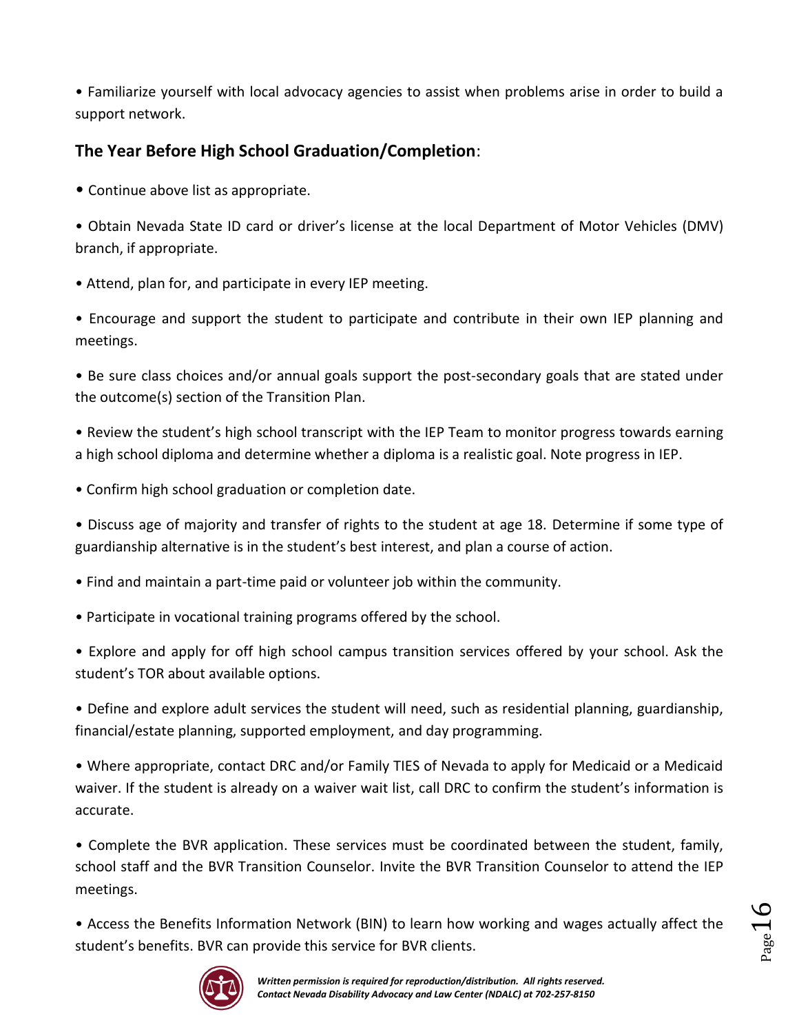- Familiarize yourself with local advocacy agencies to assist when problems arise in order to build a support network.

### The Year Before High School Graduation/Completion:

- Continue above list as appropriate.
- Obtain Nevada State ID card or driver's license at the local Department of Motor Vehicles (DMV) branch, if appropriate.
- Attend, plan for, and participate in every IEP meeting.
- Encourage and support the student to participate and contribute in their own IEP planning and meetings.
- Be sure class choices and/or annual goals support the post-secondary goals that are stated under the outcome(s) section of the Transition Plan.
- Review the student's high school transcript with the IEP Team to monitor progress towards earning a high school diploma and determine whether a diploma is a realistic goal. Note progress in IEP.
- Confirm high school graduation or completion date.
- Discuss age of majority and transfer of rights to the student at age 18. Determine if some type of guardianship alternative is in the student's best interest, and plan a course of action.
- Find and maintain a part-time paid or volunteer job within the community.
- Participate in vocational training programs offered by the school.
- Explore and apply for off high school campus transition services offered by your school. Ask the student's TOR about available options.
- Define and explore adult services the student will need, such as residential planning, guardianship, financial/estate planning, supported employment, and day programming.
- Where appropriate, contact DRC and/or Family TIES of Nevada to apply for Medicaid or a Medicaid waiver. If the student is already on a waiver wait list, call DRC to confirm the student's information is accurate.
- Complete the BVR application. These services must be coordinated between the student, family, school staff and the BVR Transition Counselor. Invite the BVR Transition Counselor to attend the IEP meetings.
- Access the Benefits Information Network (BIN) to learn how working and wages actually affect the student's benefits. BVR can provide this service for BVR clients.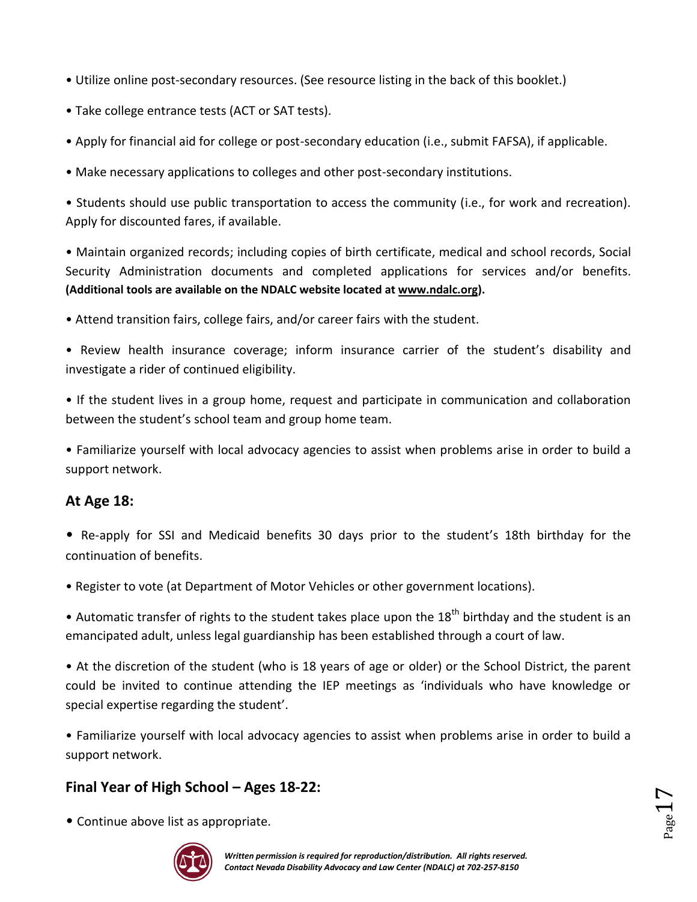- Utilize online post-secondary resources. (See resource listing in the back of this booklet.)
- Take college entrance tests (ACT or SAT tests).
- Apply for financial aid for college or post-secondary education (i.e., submit FAFSA), if applicable.
- Make necessary applications to colleges and other post-secondary institutions.
- Students should use public transportation to access the community (i.e., for work and recreation). Apply for discounted fares, if available.
- Maintain organized records; including copies of birth certificate, medical and school records, Social Security Administration documents and completed applications for services and/or benefits. **(Additional tools are available on the NDALC website located at www.ndalc.org).**
- Attend transition fairs, college fairs, and/or career fairs with the student.
- Review health insurance coverage; inform insurance carrier of the student's disability and investigate a rider of continued eligibility.
- If the student lives in a group home, request and participate in communication and collaboration between the student's school team and group home team.
- Familiarize yourself with local advocacy agencies to assist when problems arise in order to build a support network.

## At Age 18:

- Re-apply for SSI and Medicaid benefits 30 days prior to the student's 18th birthday for the continuation of benefits.
- Register to vote (at Department of Motor Vehicles or other government locations).
- Automatic transfer of rights to the student takes place upon the 18th birthday and the student is an emancipated adult, unless legal guardianship has been established through a court of law.
- At the discretion of the student (who is 18 years of age or older) or the School District, the parent could be invited to continue attending the IEP meetings as 'individuals who have knowledge or special expertise regarding the student'.
- Familiarize yourself with local advocacy agencies to assist when problems arise in order to build a support network.

## Final Year of High School – Ages 18-22:

- Continue above list as appropriate.

*Written permission is required for reproduction/distribution. All rights reserved.*
*Contact Nevada Disability Advocacy and Law Center (NDALC) at 702-257-8150*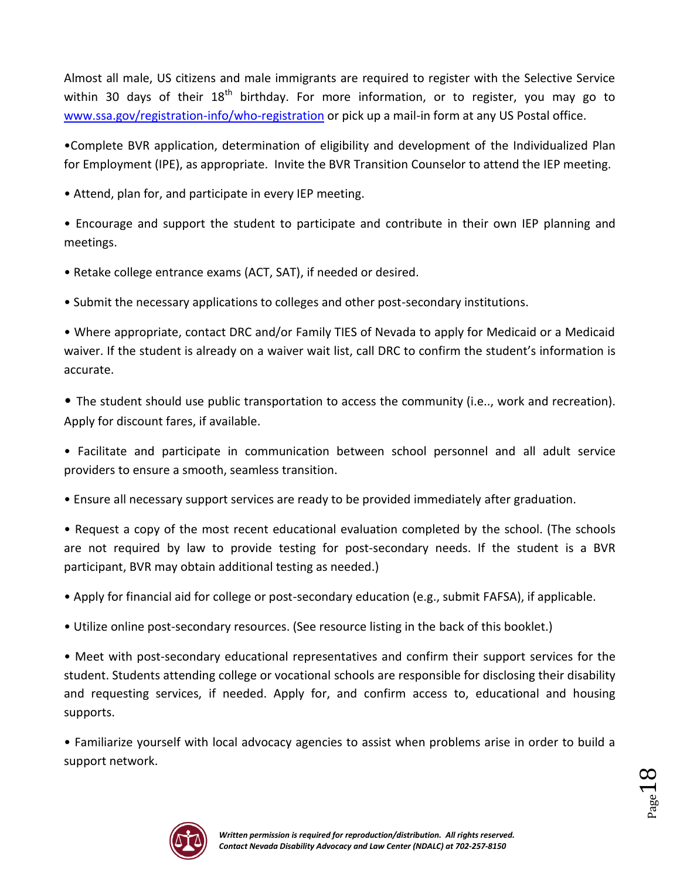Almost all male, US citizens and male immigrants are required to register with the Selective Service within 30 days of their 18th birthday. For more information, or to register, you may go to [www.ssa.gov/registration-info/who-registration](www.ssa.gov/registration-info/who-registration) or pick up a mail-in form at any US Postal office.

- Complete BVR application, determination of eligibility and development of the Individualized Plan for Employment (IPE), as appropriate. Invite the BVR Transition Counselor to attend the IEP meeting.
- Attend, plan for, and participate in every IEP meeting.
- Encourage and support the student to participate and contribute in their own IEP planning and meetings.
- Retake college entrance exams (ACT, SAT), if needed or desired.
- Submit the necessary applications to colleges and other post-secondary institutions.
- Where appropriate, contact DRC and/or Family TIES of Nevada to apply for Medicaid or a Medicaid waiver. If the student is already on a waiver wait list, call DRC to confirm the student's information is accurate.
- The student should use public transportation to access the community (i.e.., work and recreation). Apply for discount fares, if available.
- Facilitate and participate in communication between school personnel and all adult service providers to ensure a smooth, seamless transition.
- Ensure all necessary support services are ready to be provided immediately after graduation.
- Request a copy of the most recent educational evaluation completed by the school. (The schools are not required by law to provide testing for post-secondary needs. If the student is a BVR participant, BVR may obtain additional testing as needed.)
- Apply for financial aid for college or post-secondary education (e.g., submit FAFSA), if applicable.
- Utilize online post-secondary resources. (See resource listing in the back of this booklet.)
- Meet with post-secondary educational representatives and confirm their support services for the student. Students attending college or vocational schools are responsible for disclosing their disability and requesting services, if needed. Apply for, and confirm access to, educational and housing supports.
- Familiarize yourself with local advocacy agencies to assist when problems arise in order to build a support network.

*Written permission is required for reproduction/distribution. All rights reserved.*
*Contact Nevada Disability Advocacy and Law Center (NDALC) at 702-257-8150*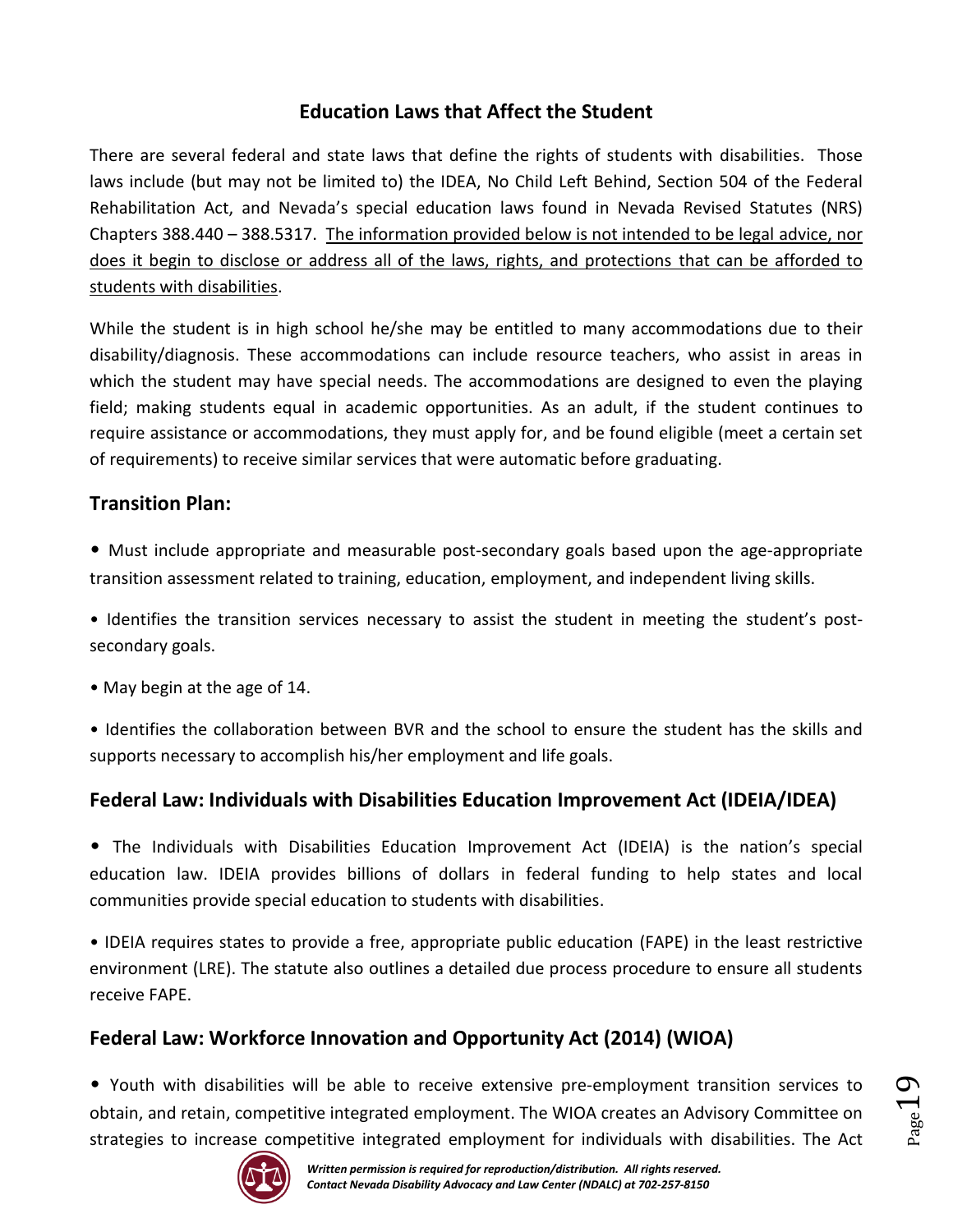## Education Laws that Affect the Student

There are several federal and state laws that define the rights of students with disabilities. Those laws include (but may not be limited to) the IDEA, No Child Left Behind, Section 504 of the Federal Rehabilitation Act, and Nevada's special education laws found in Nevada Revised Statutes (NRS) Chapters 388.440 – 388.5317. <u>The information provided below is not intended to be legal advice, nor does it begin to disclose or address all of the laws, rights, and protections that can be afforded to students with disabilities</u>.

While the student is in high school he/she may be entitled to many accommodations due to their disability/diagnosis. These accommodations can include resource teachers, who assist in areas in which the student may have special needs. The accommodations are designed to even the playing field; making students equal in academic opportunities. As an adult, if the student continues to require assistance or accommodations, they must apply for, and be found eligible (meet a certain set of requirements) to receive similar services that were automatic before graduating.

### Transition Plan:

- Must include appropriate and measurable post-secondary goals based upon the age-appropriate transition assessment related to training, education, employment, and independent living skills.
- Identifies the transition services necessary to assist the student in meeting the student's post-secondary goals.
- May begin at the age of 14.
- Identifies the collaboration between BVR and the school to ensure the student has the skills and supports necessary to accomplish his/her employment and life goals.

### Federal Law: Individuals with Disabilities Education Improvement Act (IDEIA/IDEA)

- The Individuals with Disabilities Education Improvement Act (IDEIA) is the nation's special education law. IDEIA provides billions of dollars in federal funding to help states and local communities provide special education to students with disabilities.
- IDEIA requires states to provide a free, appropriate public education (FAPE) in the least restrictive environment (LRE). The statute also outlines a detailed due process procedure to ensure all students receive FAPE.

### Federal Law: Workforce Innovation and Opportunity Act (2014) (WIOA)

- Youth with disabilities will be able to receive extensive pre-employment transition services to obtain, and retain, competitive integrated employment. The WIOA creates an Advisory Committee on strategies to increase competitive integrated employment for individuals with disabilities. The Act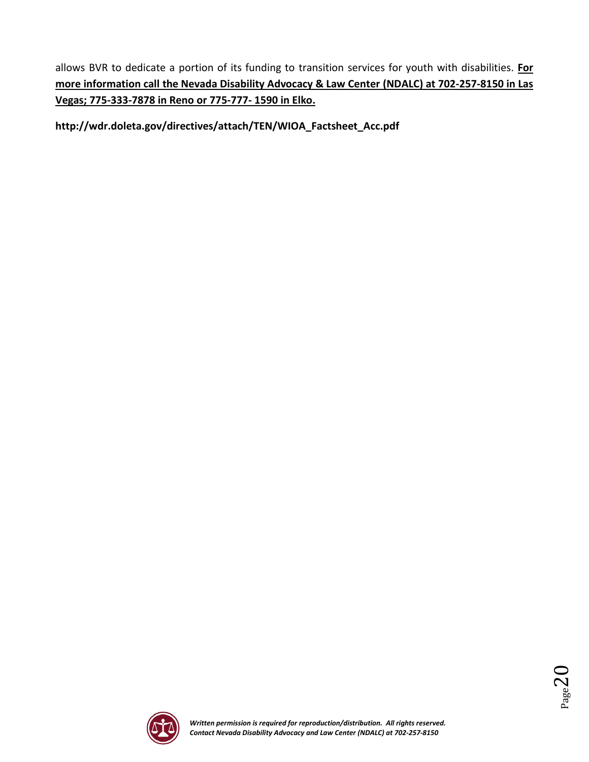allows BVR to dedicate a portion of its funding to transition services for youth with disabilities. **For more information call the Nevada Disability Advocacy & Law Center (NDALC) at 702-257-8150 in Las Vegas; 775-333-7878 in Reno or 775-777- 1590 in Elko.**

**http://wdr.doleta.gov/directives/attach/TEN/WIOA_Factsheet_Acc.pdf**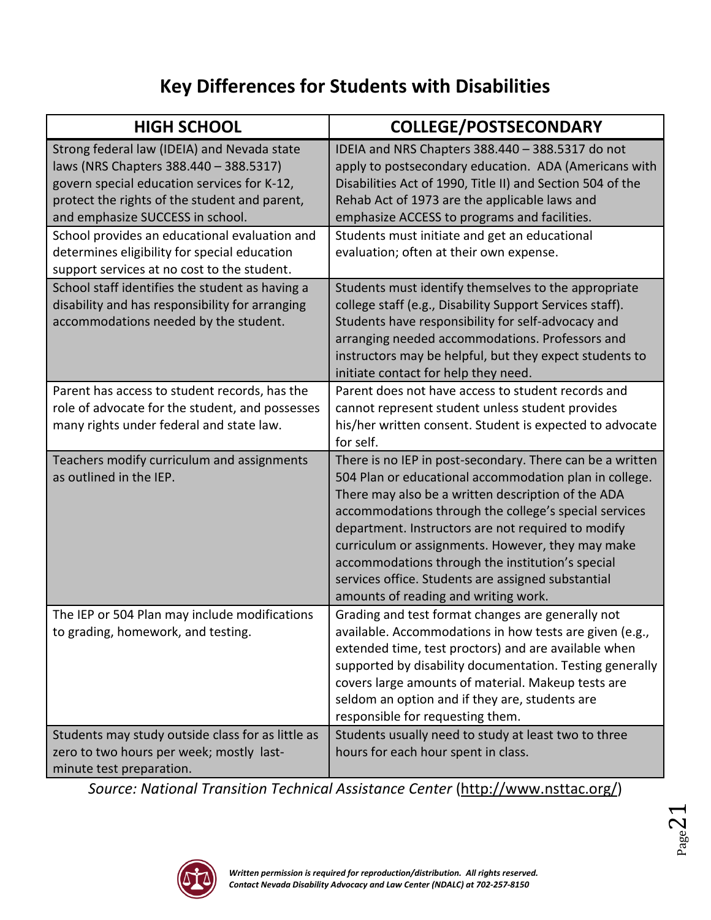# Key Differences for Students with Disabilities

| HIGH SCHOOL | COLLEGE/POSTSECONDARY |
|---|---|
| Strong federal law (IDEIA) and Nevada state laws (NRS Chapters 388.440 – 388.5317) govern special education services for K-12, protect the rights of the student and parent, and emphasize SUCCESS in school. | IDEIA and NRS Chapters 388.440 – 388.5317 do not apply to postsecondary education. ADA (Americans with Disabilities Act of 1990, Title II) and Section 504 of the Rehab Act of 1973 are the applicable laws and emphasize ACCESS to programs and facilities. |
| School provides an educational evaluation and determines eligibility for special education support services at no cost to the student. | Students must initiate and get an educational evaluation; often at their own expense. |
| School staff identifies the student as having a disability and has responsibility for arranging accommodations needed by the student. | Students must identify themselves to the appropriate college staff (e.g., Disability Support Services staff). Students have responsibility for self-advocacy and arranging needed accommodations. Professors and instructors may be helpful, but they expect students to initiate contact for help they need. |
| Parent has access to student records, has the role of advocate for the student, and possesses many rights under federal and state law. | Parent does not have access to student records and cannot represent student unless student provides his/her written consent. Student is expected to advocate for self. |
| Teachers modify curriculum and assignments as outlined in the IEP. | There is no IEP in post-secondary. There can be a written 504 Plan or educational accommodation plan in college. There may also be a written description of the ADA accommodations through the college's special services department. Instructors are not required to modify curriculum or assignments. However, they may make accommodations through the institution's special services office. Students are assigned substantial amounts of reading and writing work. |
| The IEP or 504 Plan may include modifications to grading, homework, and testing. | Grading and test format changes are generally not available. Accommodations in how tests are given (e.g., extended time, test proctors) and are available when supported by disability documentation. Testing generally covers large amounts of material. Makeup tests are seldom an option and if they are, students are responsible for requesting them. |
| Students may study outside class for as little as zero to two hours per week; mostly last-minute test preparation. | Students usually need to study at least two to three hours for each hour spent in class. |

*Source: National Transition Technical Assistance Center* (http://www.nsttac.org/)

***Written permission is required for reproduction/distribution. All rights reserved. Contact Nevada Disability Advocacy and Law Center (NDALC) at 702-257-8150***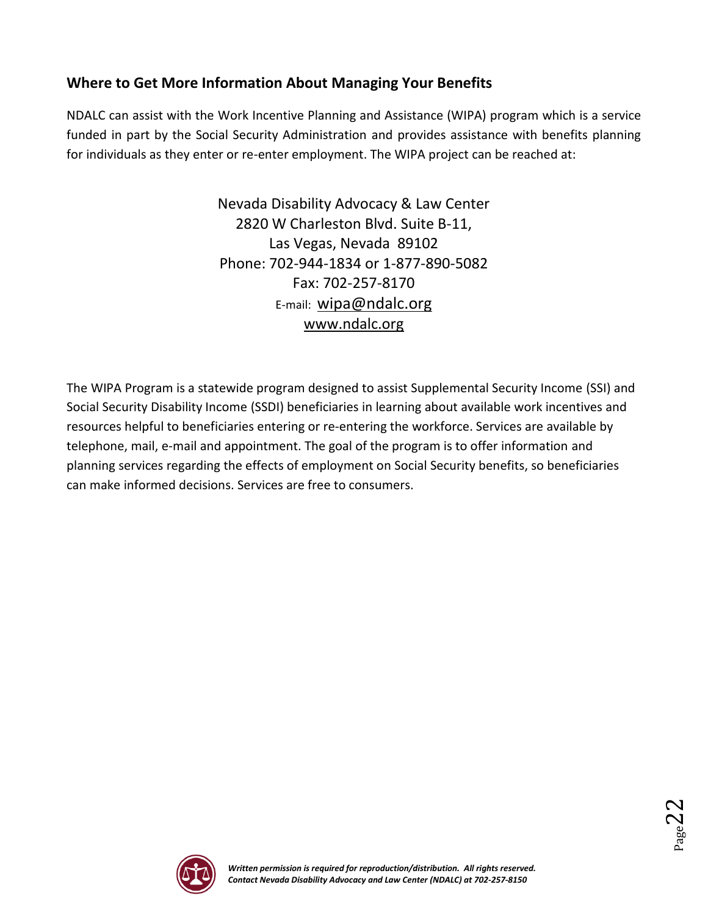## Where to Get More Information About Managing Your Benefits

NDALC can assist with the Work Incentive Planning and Assistance (WIPA) program which is a service funded in part by the Social Security Administration and provides assistance with benefits planning for individuals as they enter or re-enter employment. The WIPA project can be reached at:

Nevada Disability Advocacy & Law Center
2820 W Charleston Blvd. Suite B-11,
Las Vegas, Nevada 89102
Phone: 702-944-1834 or 1-877-890-5082
Fax: 702-257-8170
E-mail: wipa@ndalc.org
www.ndalc.org

The WIPA Program is a statewide program designed to assist Supplemental Security Income (SSI) and Social Security Disability Income (SSDI) beneficiaries in learning about available work incentives and resources helpful to beneficiaries entering or re-entering the workforce. Services are available by telephone, mail, e-mail and appointment. The goal of the program is to offer information and planning services regarding the effects of employment on Social Security benefits, so beneficiaries can make informed decisions. Services are free to consumers.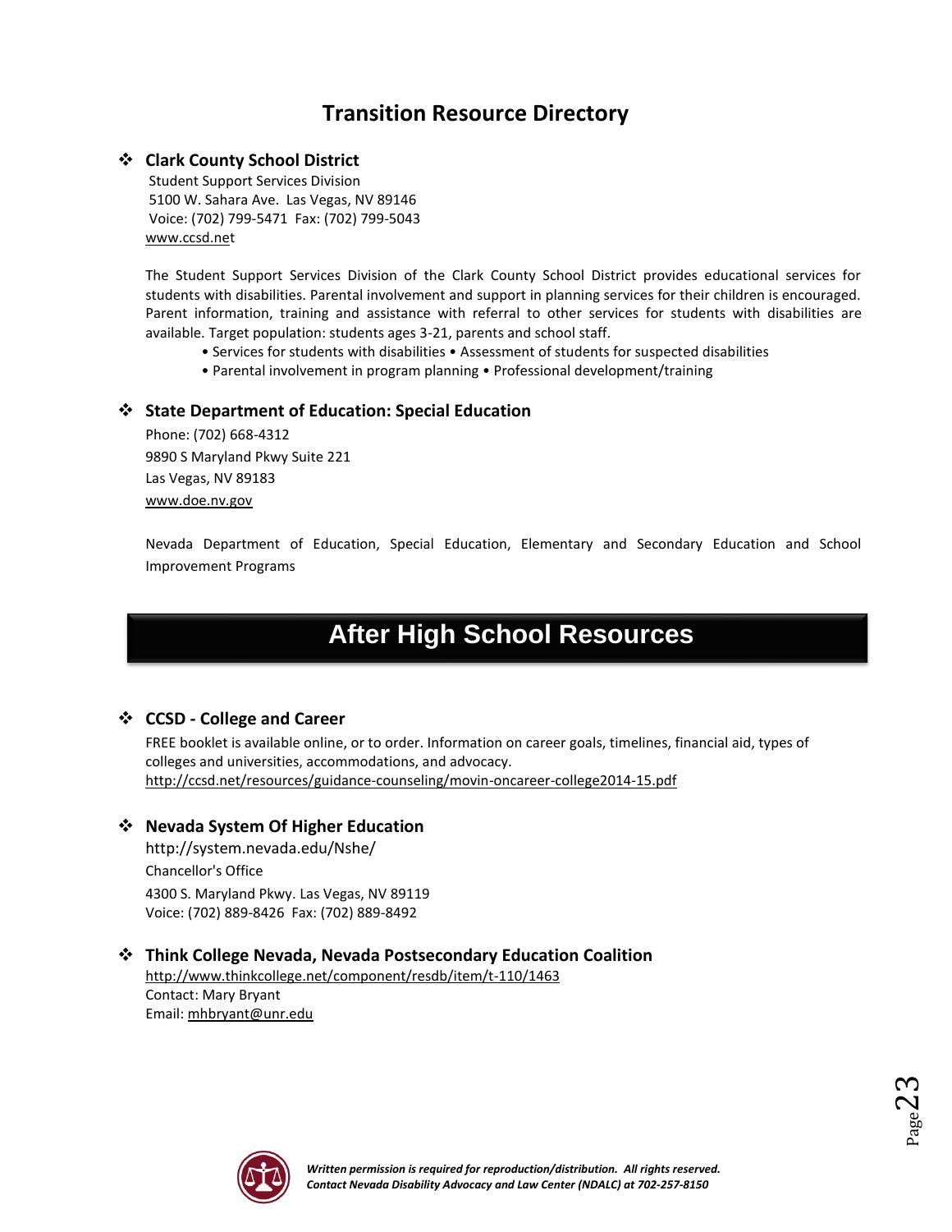# Transition Resource Directory

- **Clark County School District**

  Student Support Services Division
  5100 W. Sahara Ave. Las Vegas, NV 89146
  Voice: (702) 799-5471 Fax: (702) 799-5043
  www.ccsd.net

  The Student Support Services Division of the Clark County School District provides educational services for students with disabilities. Parental involvement and support in planning services for their children is encouraged. Parent information, training and assistance with referral to other services for students with disabilities are available. Target population: students ages 3-21, parents and school staff.

  • Services for students with disabilities • Assessment of students for suspected disabilities
  • Parental involvement in program planning • Professional development/training

- **State Department of Education: Special Education**

  Phone: (702) 668-4312
  9890 S Maryland Pkwy Suite 221
  Las Vegas, NV 89183
  www.doe.nv.gov

  Nevada Department of Education, Special Education, Elementary and Secondary Education and School Improvement Programs

## After High School Resources

- **CCSD - College and Career**

  FREE booklet is available online, or to order. Information on career goals, timelines, financial aid, types of colleges and universities, accommodations, and advocacy.
  http://ccsd.net/resources/guidance-counseling/movin-oncareer-college2014-15.pdf

- **Nevada System Of Higher Education**

  http://system.nevada.edu/Nshe/
  Chancellor's Office
  4300 S. Maryland Pkwy. Las Vegas, NV 89119
  Voice: (702) 889-8426 Fax: (702) 889-8492

- **Think College Nevada, Nevada Postsecondary Education Coalition**

  http://www.thinkcollege.net/component/resdb/item/t-110/1463
  Contact: Mary Bryant
  Email: mhbryant@unr.edu

*Written permission is required for reproduction/distribution. All rights reserved.*
*Contact Nevada Disability Advocacy and Law Center (NDALC) at 702-257-8150*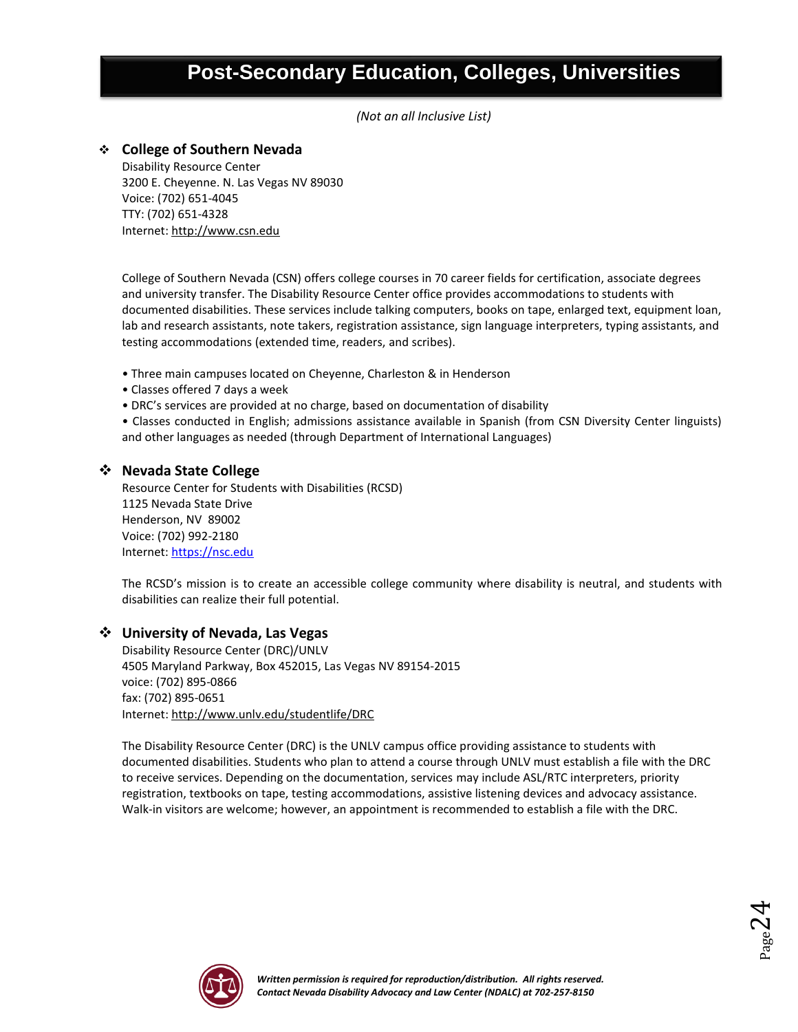# Post-Secondary Education, Colleges, Universities

*(Not an all Inclusive List)*

## College of Southern Nevada

Disability Resource Center
3200 E. Cheyenne. N. Las Vegas NV 89030
Voice: (702) 651-4045
TTY: (702) 651-4328
Internet: http://www.csn.edu

College of Southern Nevada (CSN) offers college courses in 70 career fields for certification, associate degrees and university transfer. The Disability Resource Center office provides accommodations to students with documented disabilities. These services include talking computers, books on tape, enlarged text, equipment loan, lab and research assistants, note takers, registration assistance, sign language interpreters, typing assistants, and testing accommodations (extended time, readers, and scribes).

- Three main campuses located on Cheyenne, Charleston & in Henderson
- Classes offered 7 days a week
- DRC's services are provided at no charge, based on documentation of disability
- Classes conducted in English; admissions assistance available in Spanish (from CSN Diversity Center linguists) and other languages as needed (through Department of International Languages)

## Nevada State College

Resource Center for Students with Disabilities (RCSD)
1125 Nevada State Drive
Henderson, NV 89002
Voice: (702) 992-2180
Internet: https://nsc.edu

The RCSD's mission is to create an accessible college community where disability is neutral, and students with disabilities can realize their full potential.

## University of Nevada, Las Vegas

Disability Resource Center (DRC)/UNLV
4505 Maryland Parkway, Box 452015, Las Vegas NV 89154-2015
voice: (702) 895-0866
fax: (702) 895-0651
Internet: http://www.unlv.edu/studentlife/DRC

The Disability Resource Center (DRC) is the UNLV campus office providing assistance to students with documented disabilities. Students who plan to attend a course through UNLV must establish a file with the DRC to receive services. Depending on the documentation, services may include ASL/RTC interpreters, priority registration, textbooks on tape, testing accommodations, assistive listening devices and advocacy assistance. Walk-in visitors are welcome; however, an appointment is recommended to establish a file with the DRC.

***Written permission is required for reproduction/distribution. All rights reserved.***
***Contact Nevada Disability Advocacy and Law Center (NDALC) at 702-257-8150***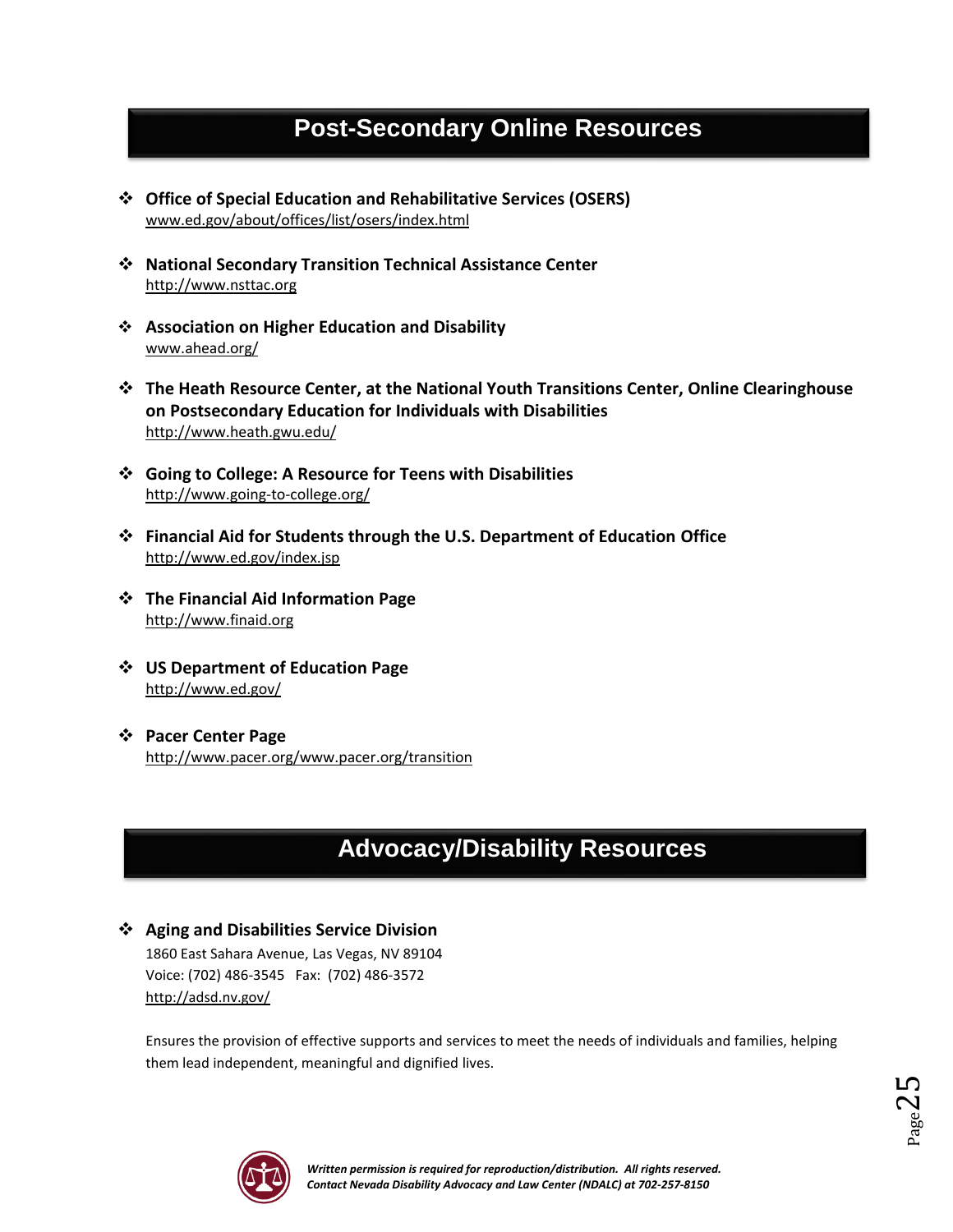## Post-Secondary Online Resources

- **Office of Special Education and Rehabilitative Services (OSERS)**
  www.ed.gov/about/offices/list/osers/index.html

- **National Secondary Transition Technical Assistance Center**
  http://www.nsttac.org

- **Association on Higher Education and Disability**
  www.ahead.org/

- **The Heath Resource Center, at the National Youth Transitions Center, Online Clearinghouse on Postsecondary Education for Individuals with Disabilities**
  http://www.heath.gwu.edu/

- **Going to College: A Resource for Teens with Disabilities**
  http://www.going-to-college.org/

- **Financial Aid for Students through the U.S. Department of Education Office**
  http://www.ed.gov/index.jsp

- **The Financial Aid Information Page**
  http://www.finaid.org

- **US Department of Education Page**
  http://www.ed.gov/

- **Pacer Center Page**
  http://www.pacer.org/www.pacer.org/transition

## Advocacy/Disability Resources

- **Aging and Disabilities Service Division**
  1860 East Sahara Avenue, Las Vegas, NV 89104
  Voice: (702) 486-3545 Fax: (702) 486-3572
  http://adsd.nv.gov/

  Ensures the provision of effective supports and services to meet the needs of individuals and families, helping them lead independent, meaningful and dignified lives.

*Written permission is required for reproduction/distribution. All rights reserved. Contact Nevada Disability Advocacy and Law Center (NDALC) at 702-257-8150*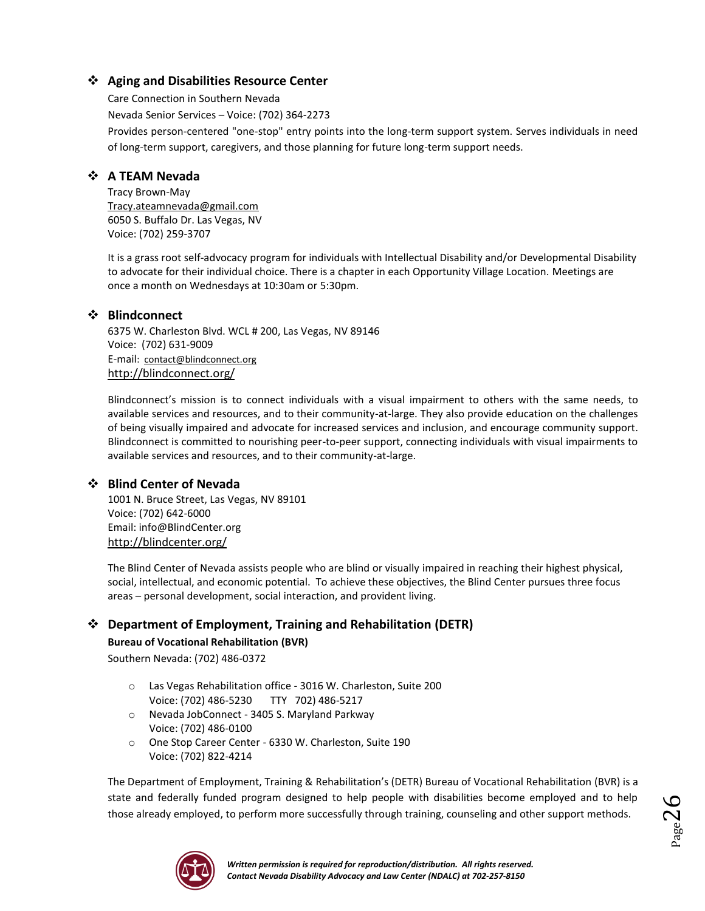### Aging and Disabilities Resource Center

Care Connection in Southern Nevada

Nevada Senior Services – Voice: (702) 364-2273

Provides person-centered "one-stop" entry points into the long-term support system. Serves individuals in need of long-term support, caregivers, and those planning for future long-term support needs.

### A TEAM Nevada

Tracy Brown-May
Tracy.ateamnevada@gmail.com
6050 S. Buffalo Dr. Las Vegas, NV
Voice: (702) 259-3707

It is a grass root self-advocacy program for individuals with Intellectual Disability and/or Developmental Disability to advocate for their individual choice. There is a chapter in each Opportunity Village Location. Meetings are once a month on Wednesdays at 10:30am or 5:30pm.

### Blindconnect

6375 W. Charleston Blvd. WCL # 200, Las Vegas, NV 89146
Voice: (702) 631-9009
E-mail: contact@blindconnect.org
http://blindconnect.org/

Blindconnect's mission is to connect individuals with a visual impairment to others with the same needs, to available services and resources, and to their community-at-large. They also provide education on the challenges of being visually impaired and advocate for increased services and inclusion, and encourage community support. Blindconnect is committed to nourishing peer-to-peer support, connecting individuals with visual impairments to available services and resources, and to their community-at-large.

### Blind Center of Nevada

1001 N. Bruce Street, Las Vegas, NV 89101
Voice: (702) 642-6000
Email: info@BlindCenter.org
http://blindcenter.org/

The Blind Center of Nevada assists people who are blind or visually impaired in reaching their highest physical, social, intellectual, and economic potential. To achieve these objectives, the Blind Center pursues three focus areas – personal development, social interaction, and provident living.

### Department of Employment, Training and Rehabilitation (DETR)

**Bureau of Vocational Rehabilitation (BVR)**

Southern Nevada: (702) 486-0372

- Las Vegas Rehabilitation office - 3016 W. Charleston, Suite 200
  Voice: (702) 486-5230 TTY 702) 486-5217
- Nevada JobConnect - 3405 S. Maryland Parkway
  Voice: (702) 486-0100
- One Stop Career Center - 6330 W. Charleston, Suite 190
  Voice: (702) 822-4214

The Department of Employment, Training & Rehabilitation's (DETR) Bureau of Vocational Rehabilitation (BVR) is a state and federally funded program designed to help people with disabilities become employed and to help those already employed, to perform more successfully through training, counseling and other support methods.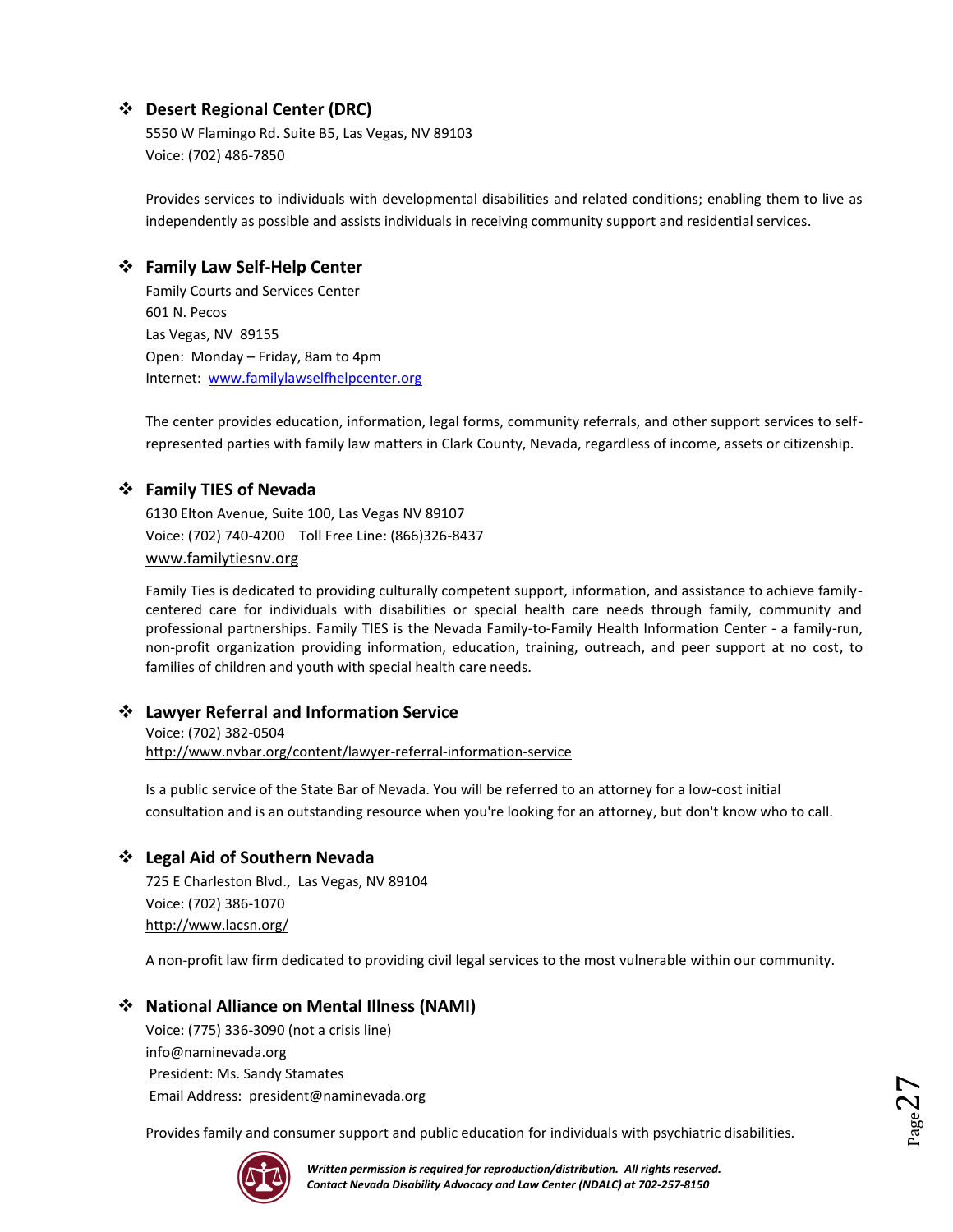- **Desert Regional Center (DRC)**

  5550 W Flamingo Rd. Suite B5, Las Vegas, NV 89103
  Voice: (702) 486-7850

  Provides services to individuals with developmental disabilities and related conditions; enabling them to live as independently as possible and assists individuals in receiving community support and residential services.

- **Family Law Self-Help Center**

  Family Courts and Services Center
  601 N. Pecos
  Las Vegas, NV 89155
  Open: Monday – Friday, 8am to 4pm
  Internet: www.familylawselfhelpcenter.org

  The center provides education, information, legal forms, community referrals, and other support services to self-represented parties with family law matters in Clark County, Nevada, regardless of income, assets or citizenship.

- **Family TIES of Nevada**

  6130 Elton Avenue, Suite 100, Las Vegas NV 89107
  Voice: (702) 740-4200 Toll Free Line: (866)326-8437
  www.familytiesnv.org

  Family Ties is dedicated to providing culturally competent support, information, and assistance to achieve family-centered care for individuals with disabilities or special health care needs through family, community and professional partnerships. Family TIES is the Nevada Family-to-Family Health Information Center - a family-run, non-profit organization providing information, education, training, outreach, and peer support at no cost, to families of children and youth with special health care needs.

- **Lawyer Referral and Information Service**

  Voice: (702) 382-0504
  http://www.nvbar.org/content/lawyer-referral-information-service

  Is a public service of the State Bar of Nevada. You will be referred to an attorney for a low-cost initial consultation and is an outstanding resource when you're looking for an attorney, but don't know who to call.

- **Legal Aid of Southern Nevada**

  725 E Charleston Blvd., Las Vegas, NV 89104
  Voice: (702) 386-1070
  http://www.lacsn.org/

  A non-profit law firm dedicated to providing civil legal services to the most vulnerable within our community.

- **National Alliance on Mental Illness (NAMI)**

  Voice: (775) 336-3090 (not a crisis line)
  info@naminevada.org
  President: Ms. Sandy Stamates
  Email Address: president@naminevada.org

  Provides family and consumer support and public education for individuals with psychiatric disabilities.

*Written permission is required for reproduction/distribution. All rights reserved.*
*Contact Nevada Disability Advocacy and Law Center (NDALC) at 702-257-8150*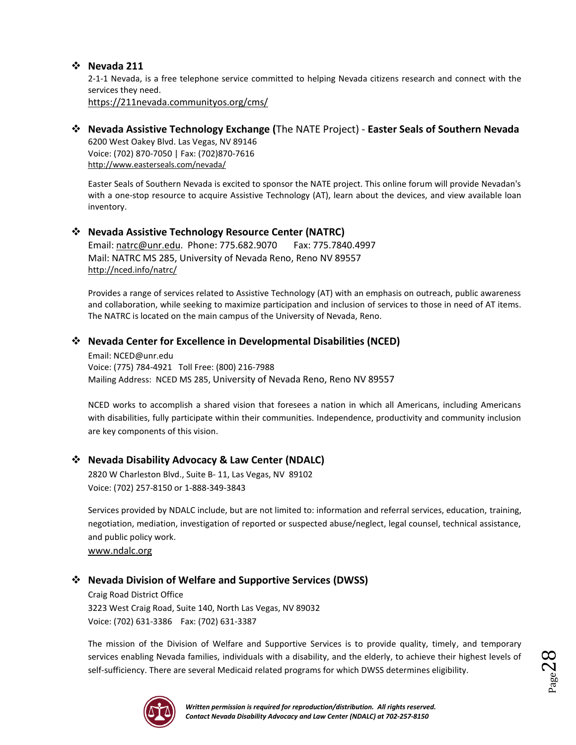- **Nevada 211**

  2-1-1 Nevada, is a free telephone service committed to helping Nevada citizens research and connect with the services they need.

  https://211nevada.communityos.org/cms/

- **Nevada Assistive Technology Exchange (**The NATE Project) - **Easter Seals of Southern Nevada**

  6200 West Oakey Blvd. Las Vegas, NV 89146

  Voice: (702) 870-7050 | Fax: (702)870-7616

  http://www.easterseals.com/nevada/

  Easter Seals of Southern Nevada is excited to sponsor the NATE project. This online forum will provide Nevadan's with a one-stop resource to acquire Assistive Technology (AT), learn about the devices, and view available loan inventory.

- **Nevada Assistive Technology Resource Center (NATRC)**

  Email: natrc@unr.edu. Phone: 775.682.9070 Fax: 775.7840.4997

  Mail: NATRC MS 285, University of Nevada Reno, Reno NV 89557

  http://nced.info/natrc/

  Provides a range of services related to Assistive Technology (AT) with an emphasis on outreach, public awareness and collaboration, while seeking to maximize participation and inclusion of services to those in need of AT items. The NATRC is located on the main campus of the University of Nevada, Reno.

- **Nevada Center for Excellence in Developmental Disabilities (NCED)**

  Email: NCED@unr.edu

  Voice: (775) 784-4921 Toll Free: (800) 216-7988

  Mailing Address: NCED MS 285, University of Nevada Reno, Reno NV 89557

  NCED works to accomplish a shared vision that foresees a nation in which all Americans, including Americans with disabilities, fully participate within their communities. Independence, productivity and community inclusion are key components of this vision.

- **Nevada Disability Advocacy & Law Center (NDALC)**

  2820 W Charleston Blvd., Suite B- 11, Las Vegas, NV 89102

  Voice: (702) 257-8150 or 1-888-349-3843

  Services provided by NDALC include, but are not limited to: information and referral services, education, training, negotiation, mediation, investigation of reported or suspected abuse/neglect, legal counsel, technical assistance, and public policy work.

  www.ndalc.org

- **Nevada Division of Welfare and Supportive Services (DWSS)**

  Craig Road District Office

  3223 West Craig Road, Suite 140, North Las Vegas, NV 89032

  Voice: (702) 631-3386 Fax: (702) 631-3387

  The mission of the Division of Welfare and Supportive Services is to provide quality, timely, and temporary services enabling Nevada families, individuals with a disability, and the elderly, to achieve their highest levels of self-sufficiency. There are several Medicaid related programs for which DWSS determines eligibility.

*Written permission is required for reproduction/distribution. All rights reserved.*
*Contact Nevada Disability Advocacy and Law Center (NDALC) at 702-257-8150*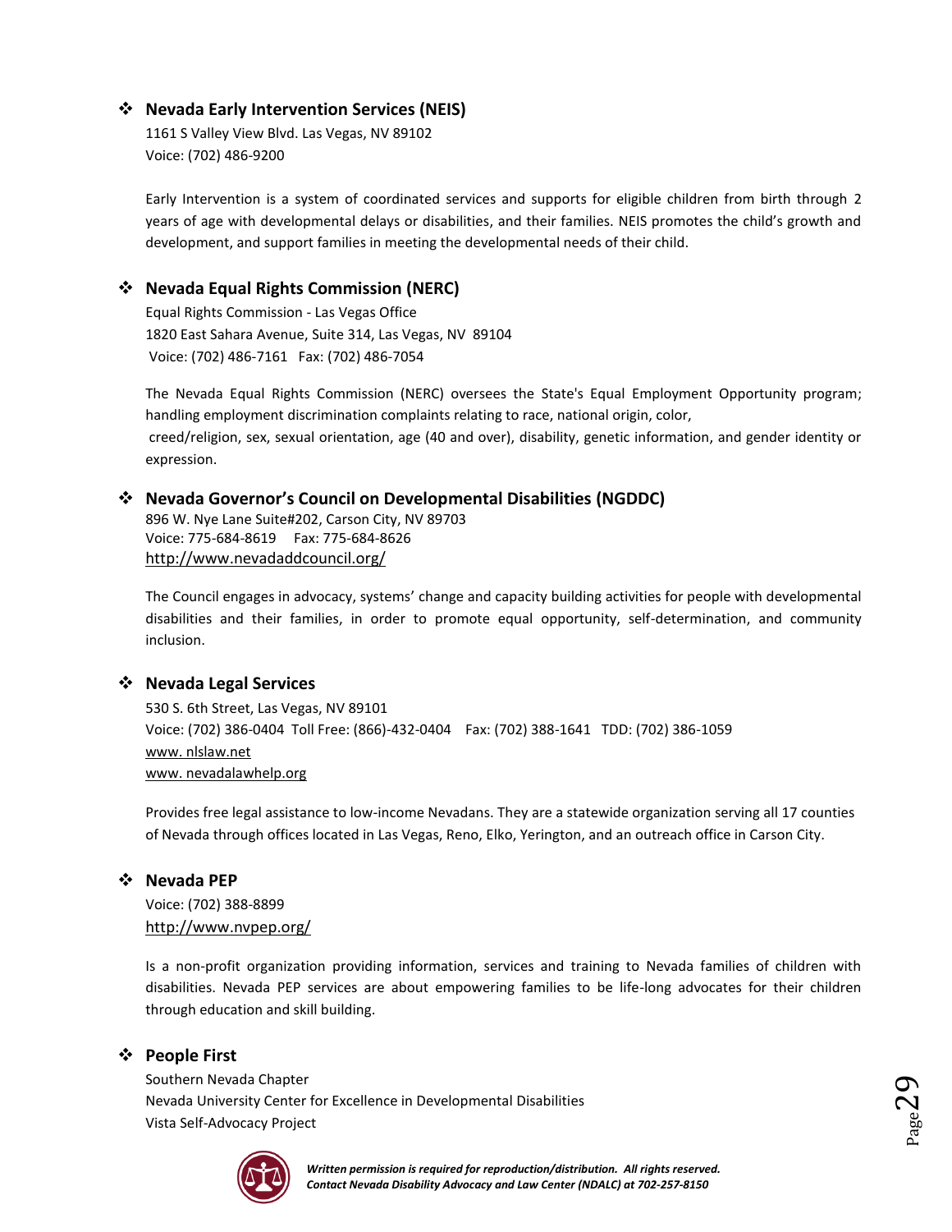- **Nevada Early Intervention Services (NEIS)**

  1161 S Valley View Blvd. Las Vegas, NV 89102
  Voice: (702) 486-9200

  Early Intervention is a system of coordinated services and supports for eligible children from birth through 2 years of age with developmental delays or disabilities, and their families. NEIS promotes the child's growth and development, and support families in meeting the developmental needs of their child.

- **Nevada Equal Rights Commission (NERC)**

  Equal Rights Commission - Las Vegas Office
  1820 East Sahara Avenue, Suite 314, Las Vegas, NV 89104
  Voice: (702) 486-7161 Fax: (702) 486-7054

  The Nevada Equal Rights Commission (NERC) oversees the State's Equal Employment Opportunity program; handling employment discrimination complaints relating to race, national origin, color, creed/religion, sex, sexual orientation, age (40 and over), disability, genetic information, and gender identity or expression.

- **Nevada Governor's Council on Developmental Disabilities (NGDDC)**

  896 W. Nye Lane Suite#202, Carson City, NV 89703
  Voice: 775-684-8619 Fax: 775-684-8626
  http://www.nevadaddcouncil.org/

  The Council engages in advocacy, systems' change and capacity building activities for people with developmental disabilities and their families, in order to promote equal opportunity, self-determination, and community inclusion.

- **Nevada Legal Services**

  530 S. 6th Street, Las Vegas, NV 89101
  Voice: (702) 386-0404 Toll Free: (866)-432-0404 Fax: (702) 388-1641 TDD: (702) 386-1059
  www. nlslaw.net
  www. nevadalawhelp.org

  Provides free legal assistance to low-income Nevadans. They are a statewide organization serving all 17 counties of Nevada through offices located in Las Vegas, Reno, Elko, Yerington, and an outreach office in Carson City.

- **Nevada PEP**

  Voice: (702) 388-8899
  http://www.nvpep.org/

  Is a non-profit organization providing information, services and training to Nevada families of children with disabilities. Nevada PEP services are about empowering families to be life-long advocates for their children through education and skill building.

- **People First**

  Southern Nevada Chapter
  Nevada University Center for Excellence in Developmental Disabilities
  Vista Self-Advocacy Project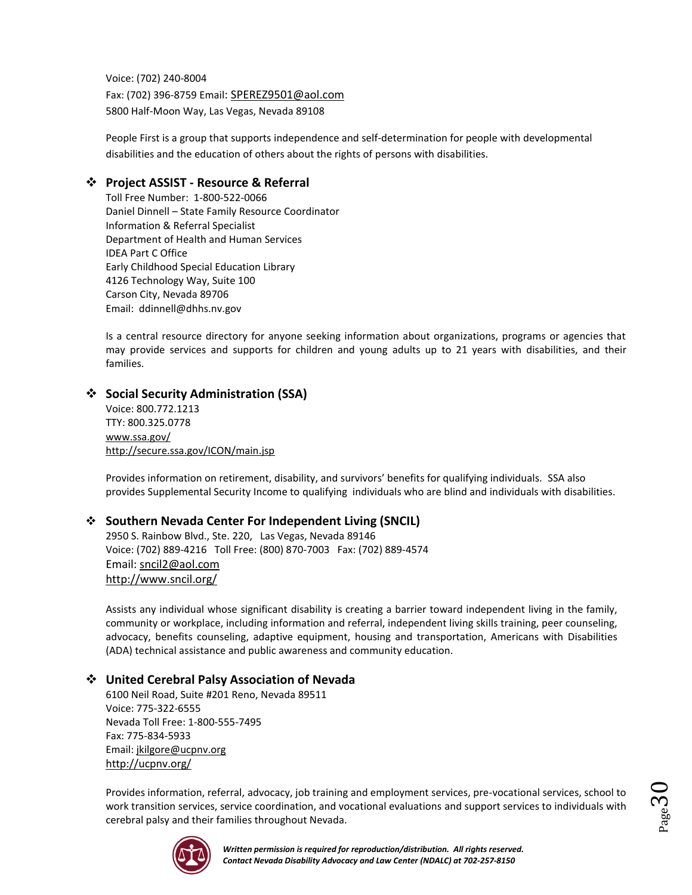Voice: (702) 240-8004
Fax: (702) 396-8759 Email: SPEREZ9501@aol.com
5800 Half-Moon Way, Las Vegas, Nevada 89108

People First is a group that supports independence and self-determination for people with developmental disabilities and the education of others about the rights of persons with disabilities.

- **Project ASSIST - Resource & Referral**

Toll Free Number: 1-800-522-0066
Daniel Dinnell – State Family Resource Coordinator
Information & Referral Specialist
Department of Health and Human Services
IDEA Part C Office
Early Childhood Special Education Library
4126 Technology Way, Suite 100
Carson City, Nevada 89706
Email: ddinnell@dhhs.nv.gov

Is a central resource directory for anyone seeking information about organizations, programs or agencies that may provide services and supports for children and young adults up to 21 years with disabilities, and their families.

- **Social Security Administration (SSA)**

Voice: 800.772.1213
TTY: 800.325.0778
www.ssa.gov/
http://secure.ssa.gov/ICON/main.jsp

Provides information on retirement, disability, and survivors' benefits for qualifying individuals. SSA also provides Supplemental Security Income to qualifying individuals who are blind and individuals with disabilities.

- **Southern Nevada Center For Independent Living (SNCIL)**

2950 S. Rainbow Blvd., Ste. 220, Las Vegas, Nevada 89146
Voice: (702) 889-4216 Toll Free: (800) 870-7003 Fax: (702) 889-4574
Email: sncil2@aol.com
http://www.sncil.org/

Assists any individual whose significant disability is creating a barrier toward independent living in the family, community or workplace, including information and referral, independent living skills training, peer counseling, advocacy, benefits counseling, adaptive equipment, housing and transportation, Americans with Disabilities (ADA) technical assistance and public awareness and community education.

- **United Cerebral Palsy Association of Nevada**

6100 Neil Road, Suite #201 Reno, Nevada 89511
Voice: 775-322-6555
Nevada Toll Free: 1-800-555-7495
Fax: 775-834-5933
Email: jkilgore@ucpnv.org
http://ucpnv.org/

Provides information, referral, advocacy, job training and employment services, pre-vocational services, school to work transition services, service coordination, and vocational evaluations and support services to individuals with cerebral palsy and their families throughout Nevada.

*Written permission is required for reproduction/distribution. All rights reserved.*
*Contact Nevada Disability Advocacy and Law Center (NDALC) at 702-257-8150*